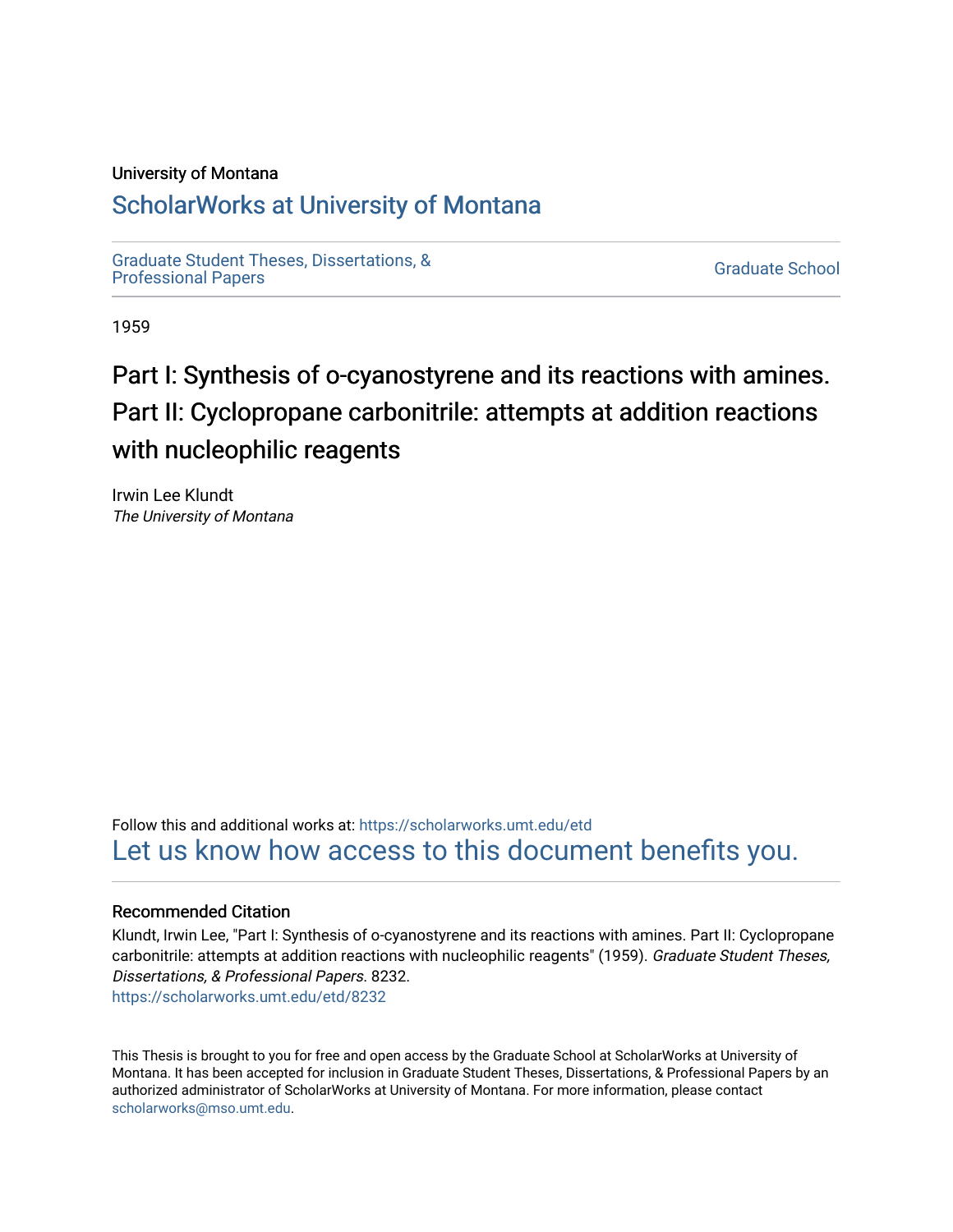University of Montana

# ScholarWorks at University of Montana

Graduate Student Theses, Dissertations, & Professional Papers

Graduate School

1959

# Part I: Synthesis of o-cyanostyrene and its reactions with amines. Part II: Cyclopropane carbonitrile: attempts at addition reactions with nucleophilic reagents

Irwin Lee Klundt
*The University of Montana*

Follow this and additional works at: https://scholarworks.umt.edu/etd

Let us know how access to this document benefits you.

## Recommended Citation

Klundt, Irwin Lee, "Part I: Synthesis of o-cyanostyrene and its reactions with amines. Part II: Cyclopropane carbonitrile: attempts at addition reactions with nucleophilic reagents" (1959). *Graduate Student Theses, Dissertations, & Professional Papers*. 8232.
https://scholarworks.umt.edu/etd/8232

This Thesis is brought to you for free and open access by the Graduate School at ScholarWorks at University of Montana. It has been accepted for inclusion in Graduate Student Theses, Dissertations, & Professional Papers by an authorized administrator of ScholarWorks at University of Montana. For more information, please contact scholarworks@mso.umt.edu.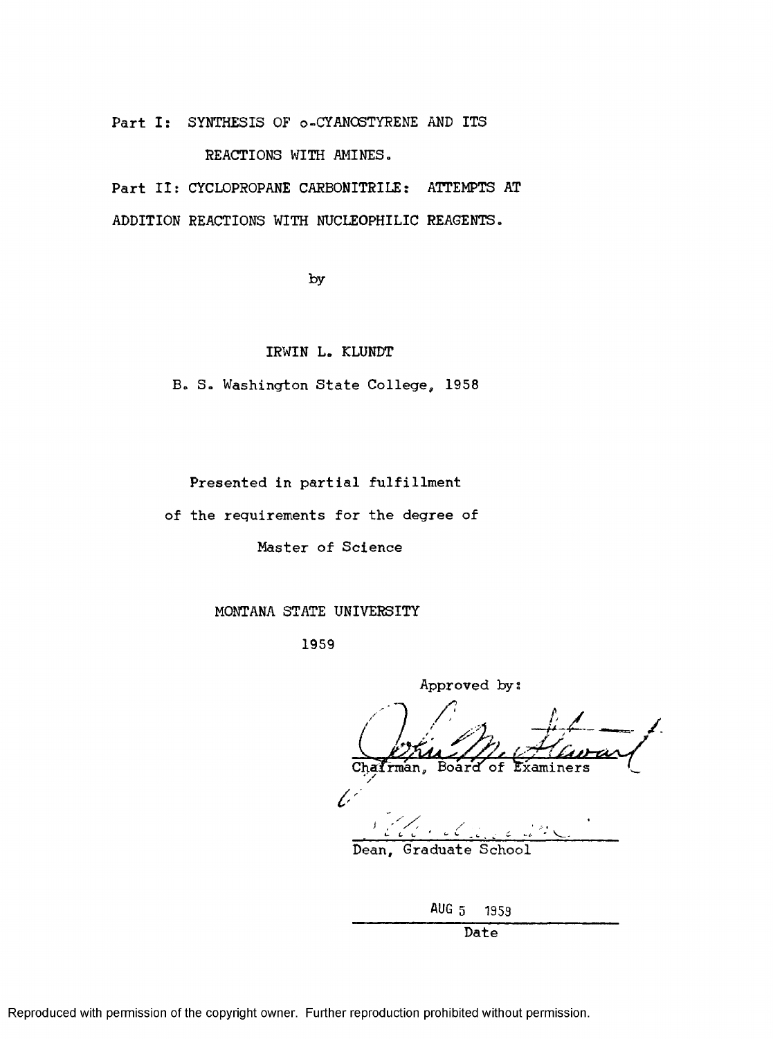# Part I: SYNTHESIS OF o-CYANOSTYRENE AND ITS REACTIONS WITH AMINES.

# Part II: CYCLOPROPANE CARBONITRILE: ATTEMPTS AT ADDITION REACTIONS WITH NUCLEOPHILIC REAGENTS.

by

IRWIN L. KLUNDT

B. S. Washington State College, 1958

Presented in partial fulfillment of the requirements for the degree of Master of Science

MONTANA STATE UNIVERSITY

1959

Approved by:

Chairman, Board of Examiners

Dean, Graduate School

AUG 5 1959

Date

Reproduced with permission of the copyright owner. Further reproduction prohibited without permission.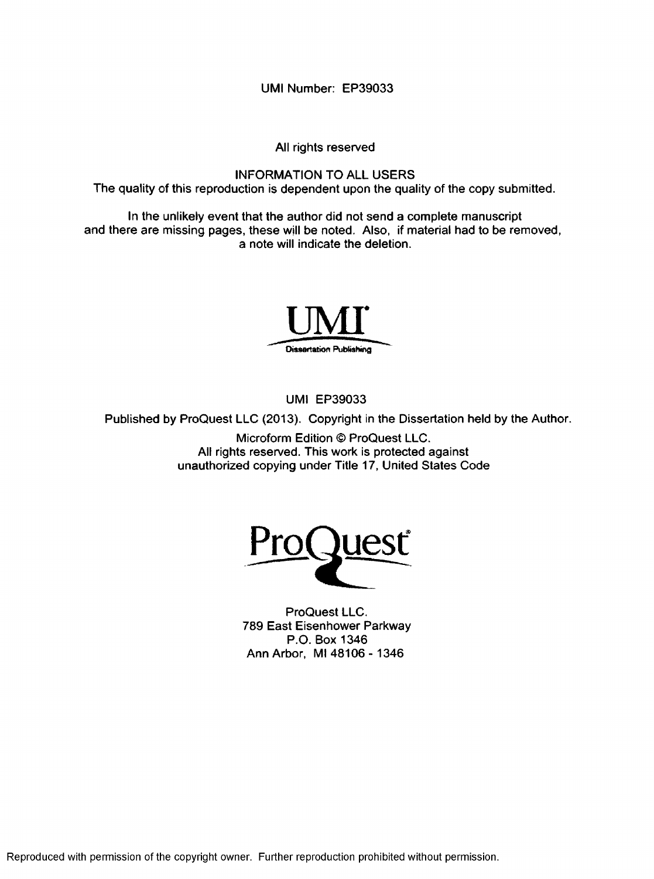UMI Number: EP39033

All rights reserved

INFORMATION TO ALL USERS
The quality of this reproduction is dependent upon the quality of the copy submitted.

In the unlikely event that the author did not send a complete manuscript and there are missing pages, these will be noted. Also, if material had to be removed, a note will indicate the deletion.

UMI
Dissertation Publishing

UMI EP39033

Published by ProQuest LLC (2013). Copyright in the Dissertation held by the Author.

Microform Edition © ProQuest LLC.
All rights reserved. This work is protected against unauthorized copying under Title 17, United States Code

ProQuest

ProQuest LLC.
789 East Eisenhower Parkway
P.O. Box 1346
Ann Arbor, MI 48106 - 1346

Reproduced with permission of the copyright owner. Further reproduction prohibited without permission.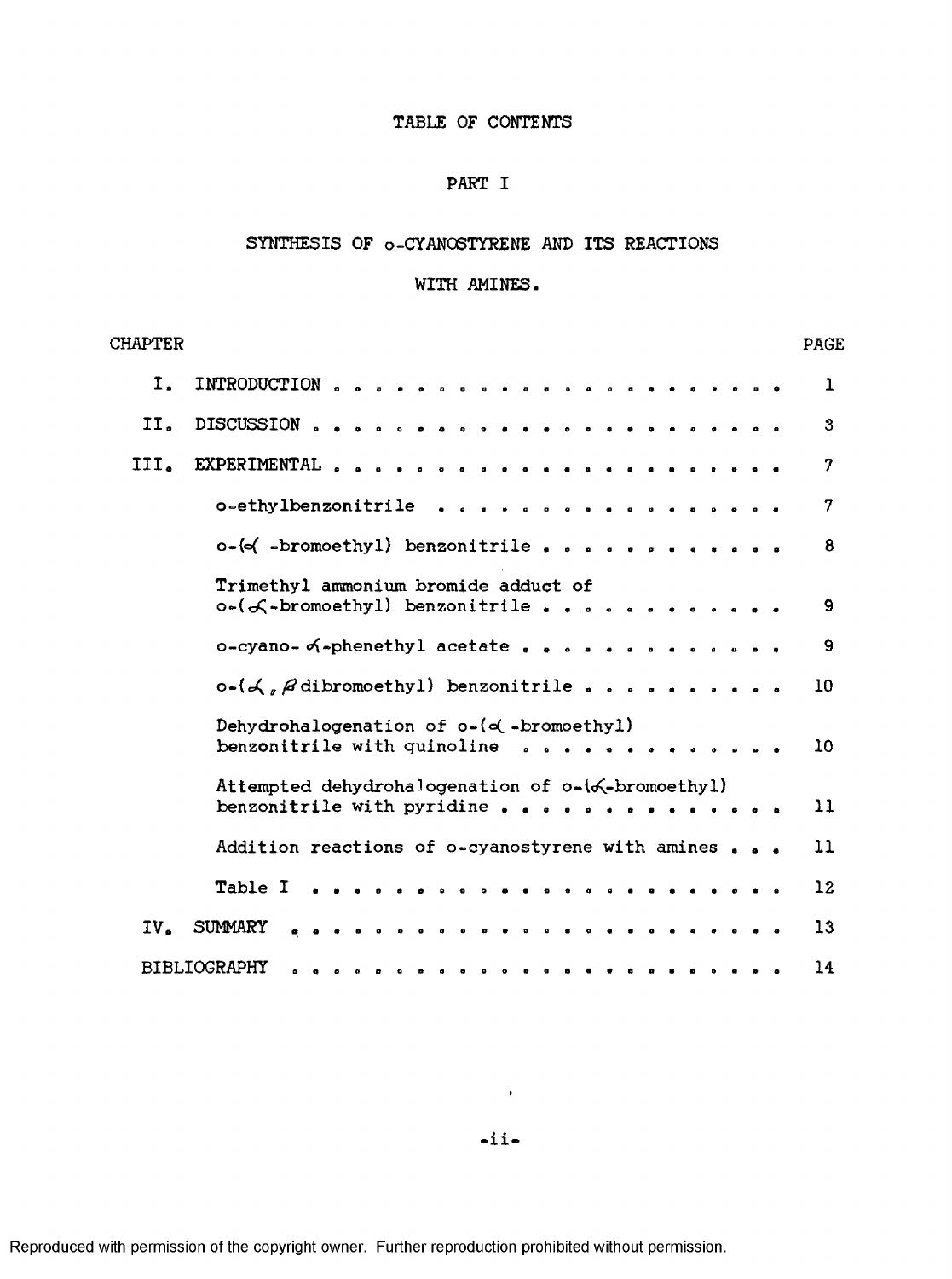# TABLE OF CONTENTS

## PART I

## SYNTHESIS OF o-CYANOSTYRENE AND ITS REACTIONS WITH AMINES.

| CHAPTER | | PAGE |
|---|---|---|
| I. | INTRODUCTION | 1 |
| II. | DISCUSSION | 3 |
| III. | EXPERIMENTAL | 7 |
| | o-ethylbenzonitrile | 7 |
| | o-($\alpha$ -bromoethyl) benzonitrile | 8 |
| | Trimethyl ammonium bromide adduct of o-($\alpha$-bromoethyl) benzonitrile | 9 |
| | o-cyano-$\alpha$-phenethyl acetate | 9 |
| | o-($\alpha$, $\beta$ dibromoethyl) benzonitrile | 10 |
| | Dehydrohalogenation of o-($\alpha$ -bromoethyl) benzonitrile with quinoline | 10 |
| | Attempted dehydrohalogenation of o-($\alpha$-bromoethyl) benzonitrile with pyridine | 11 |
| | Addition reactions of o-cyanostyrene with amines | 11 |
| | Table I | 12 |
| IV. | SUMMARY | 13 |
| | BIBLIOGRAPHY | 14 |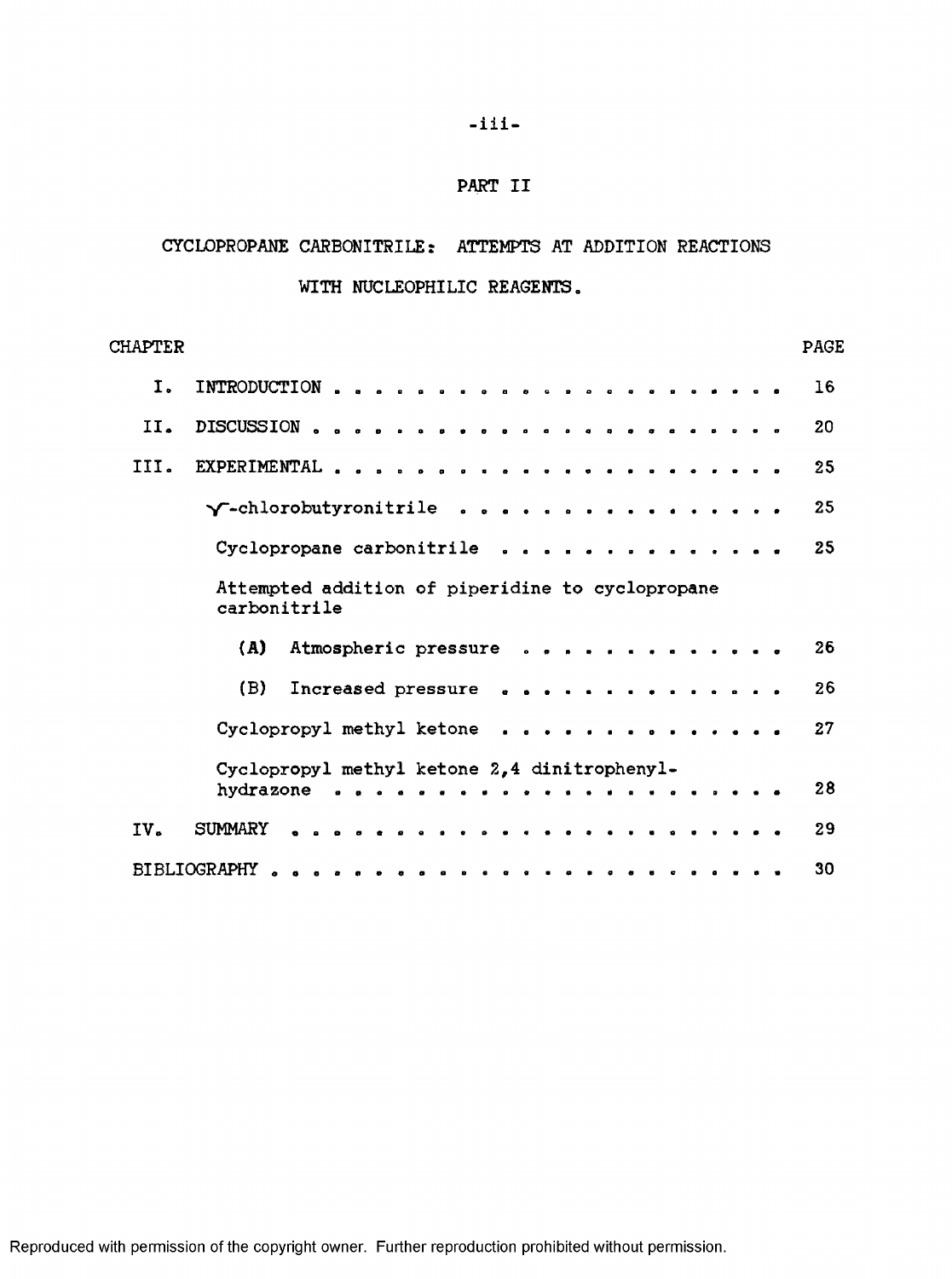# PART II

## CYCLOPROPANE CARBONITRILE: ATTEMPTS AT ADDITION REACTIONS WITH NUCLEOPHILIC REAGENTS.

| CHAPTER | | PAGE |
|---|---|---|
| I. | INTRODUCTION | 16 |
| II. | DISCUSSION | 20 |
| III. | EXPERIMENTAL | 25 |
| | $\gamma$-chlorobutyronitrile | 25 |
| | Cyclopropane carbonitrile | 25 |
| | Attempted addition of piperidine to cyclopropane carbonitrile | |
| | (A) Atmospheric pressure | 26 |
| | (B) Increased pressure | 26 |
| | Cyclopropyl methyl ketone | 27 |
| | Cyclopropyl methyl ketone 2,4 dinitrophenylhydrazone | 28 |
| IV. | SUMMARY | 29 |
| | BIBLIOGRAPHY | 30 |

Reproduced with permission of the copyright owner. Further reproduction prohibited without permission.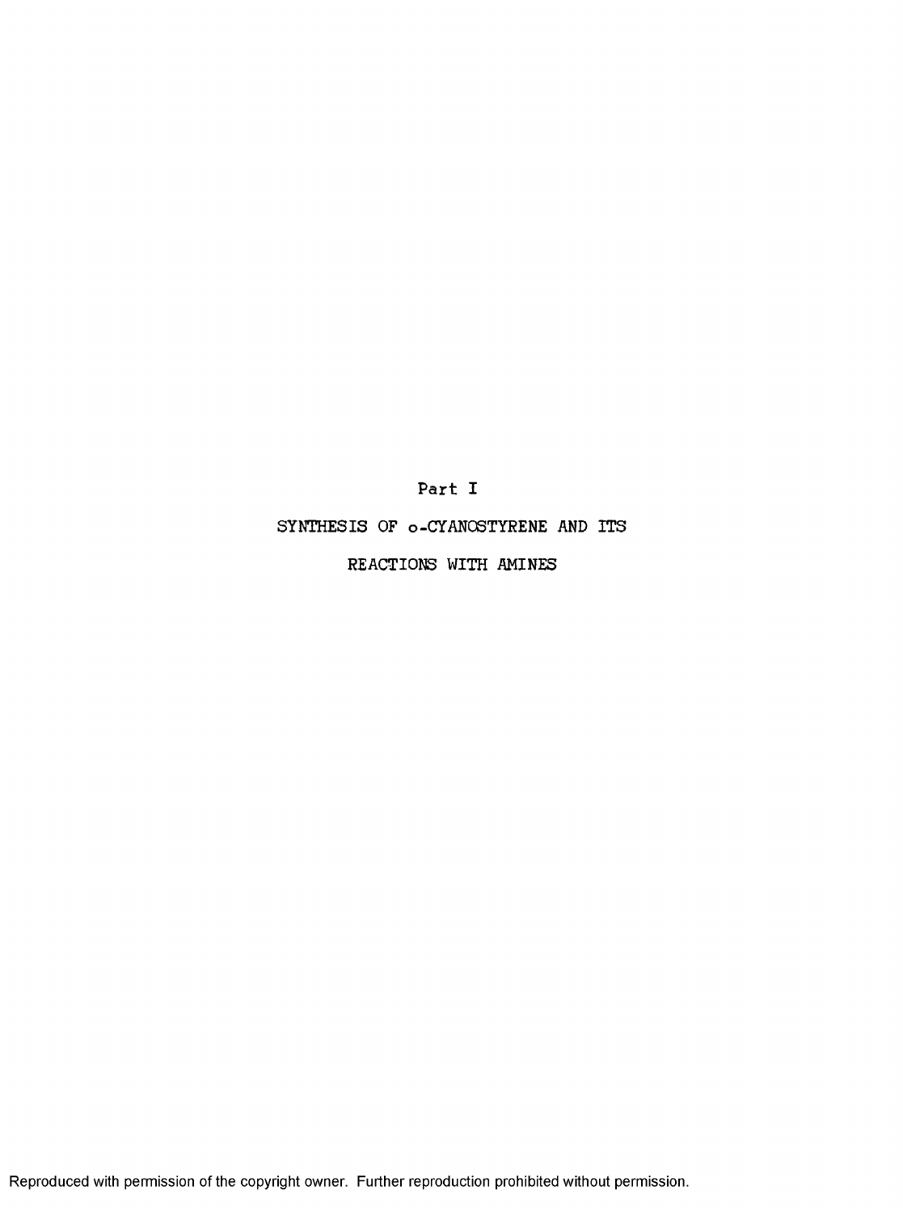# Part I

## SYNTHESIS OF o-CYANOSTYRENE AND ITS REACTIONS WITH AMINES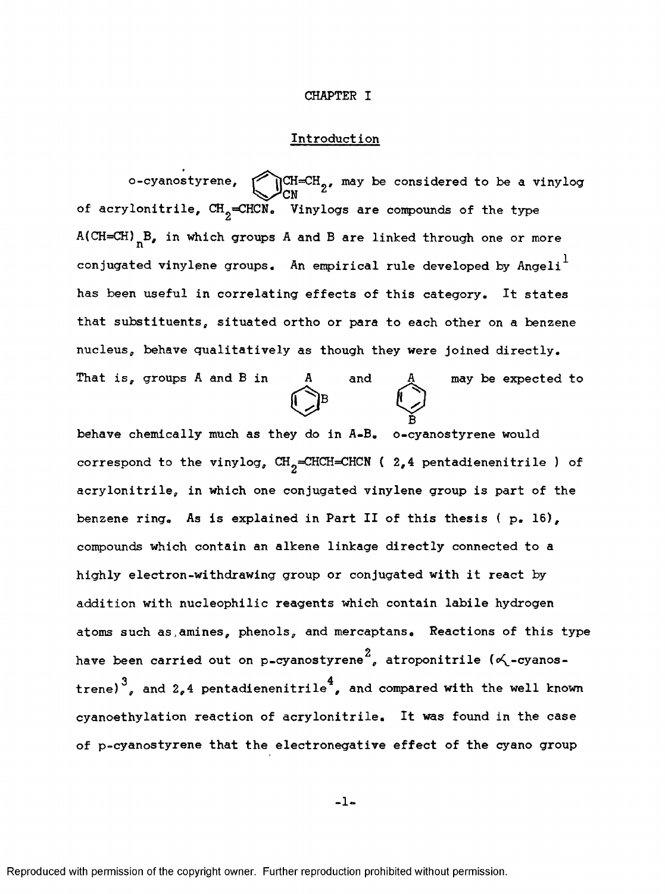# CHAPTER I

## Introduction

o-cyanostyrene, (benzene ring with CH=CH$_2$ and CN), may be considered to be a vinylog of acrylonitrile, $CH_2$=CHCN. Vinylogs are compounds of the type A(CH=CH)$_n$B, in which groups A and B are linked through one or more conjugated vinylene groups. An empirical rule developed by Angeli[1] has been useful in correlating effects of this category. It states that substituents, situated ortho or para to each other on a benzene nucleus, behave qualitatively as though they were joined directly. That is, groups A and B in (ortho-substituted benzene A, B) and (para-substituted benzene A, B) may be expected to behave chemically much as they do in A-B. o-cyanostyrene would correspond to the vinylog, $CH_2$=CHCH=CHCN ( 2,4 pentadienenitrile ) of acrylonitrile, in which one conjugated vinylene group is part of the benzene ring. As is explained in Part II of this thesis ( p. 16), compounds which contain an alkene linkage directly connected to a highly electron-withdrawing group or conjugated with it react by addition with nucleophilic reagents which contain labile hydrogen atoms such as amines, phenols, and mercaptans. Reactions of this type have been carried out on p-cyanostyrene[2], atroponitrile ($\alpha$-cyanostrene)[3], and 2,4 pentadienenitrile[4], and compared with the well known cyanoethylation reaction of acrylonitrile. It was found in the case of p-cyanostyrene that the electronegative effect of the cyano group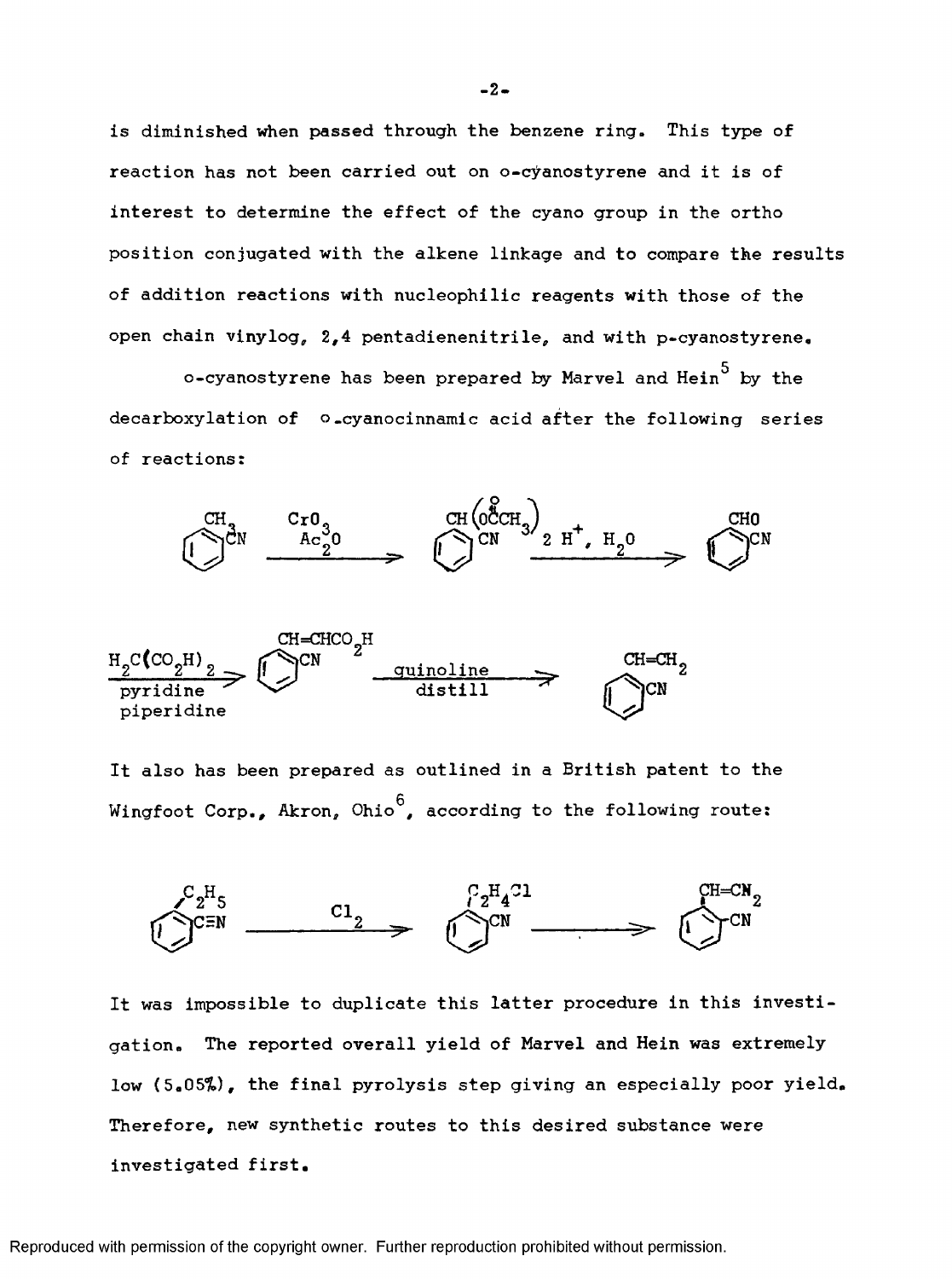is diminished when passed through the benzene ring. This type of reaction has not been carried out on o-cyanostyrene and it is of interest to determine the effect of the cyano group in the ortho position conjugated with the alkene linkage and to compare the results of addition reactions with nucleophilic reagents with those of the open chain vinylog, 2,4 pentadienenitrile, and with p-cyanostyrene.

o-cyanostyrene has been prepared by Marvel and Hein[5] by the decarboxylation of o-cyanocinnamic acid after the following series of reactions:

$$\text{o-}CH_3C_6H_4CN \xrightarrow[Ac_2O]{CrO_3} \text{o-}CH(OCOCH_3)_2C_6H_4CN \xrightarrow{H^+,\ H_2O} \text{o-}CHOC_6H_4CN$$

$$\xrightarrow[\text{pyridine, piperidine}]{H_2C(CO_2H)_2} \text{o-}CH{=}CHCO_2H\,C_6H_4CN \xrightarrow[\text{distill}]{\text{quinoline}} \text{o-}CH{=}CH_2\,C_6H_4CN$$

It also has been prepared as outlined in a British patent to the Wingfoot Corp., Akron, Ohio[6], according to the following route:

$$\text{o-}C_2H_5C_6H_4C{\equiv}N \xrightarrow{Cl_2} \text{o-}C_2H_4Cl\,C_6H_4CN \longrightarrow \text{o-}CH{=}CH_2\,C_6H_4CN$$

It was impossible to duplicate this latter procedure in this investigation. The reported overall yield of Marvel and Hein was extremely low (5.05%), the final pyrolysis step giving an especially poor yield. Therefore, new synthetic routes to this desired substance were investigated first.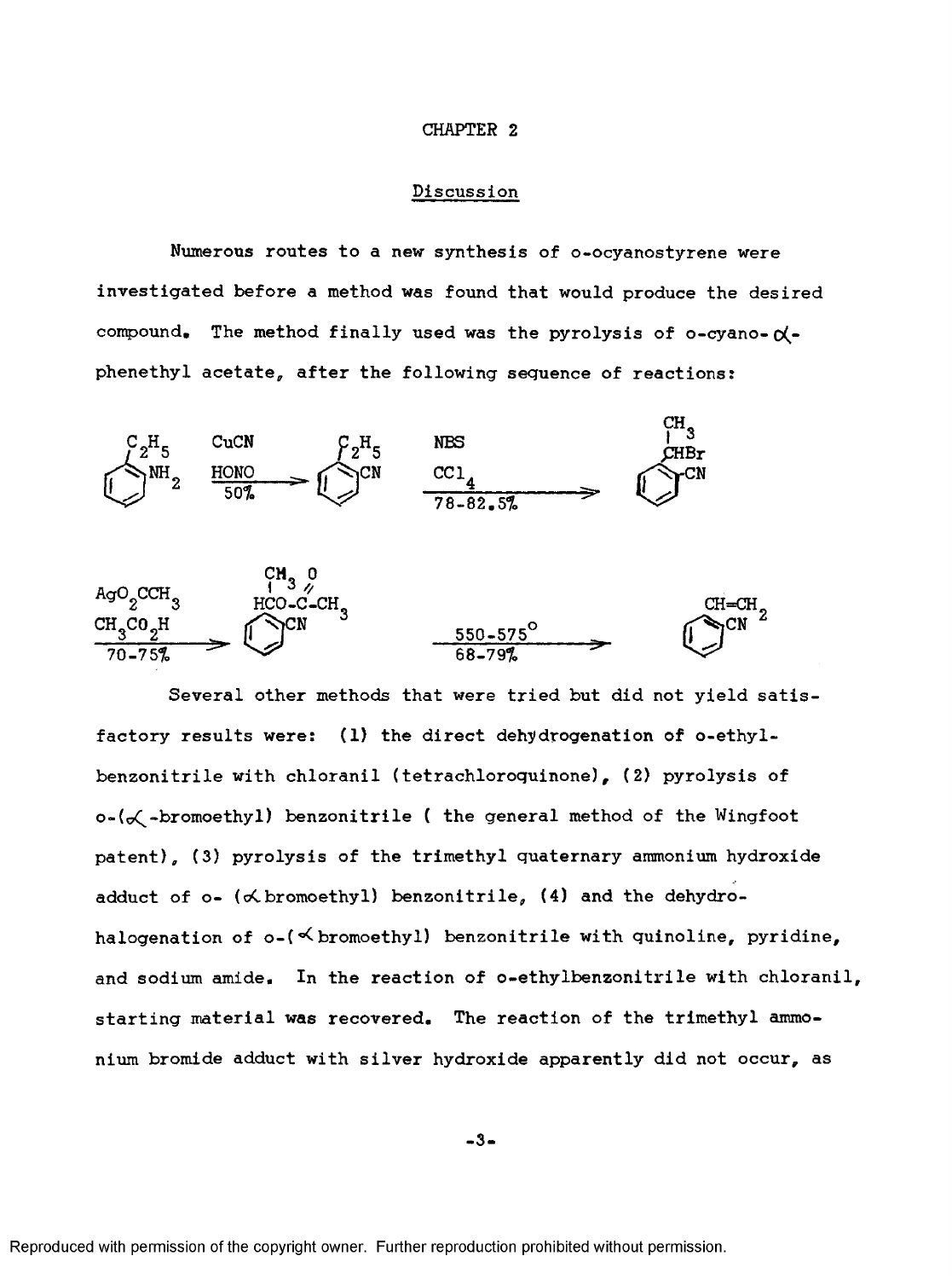# CHAPTER 2

## Discussion

Numerous routes to a new synthesis of o-ocyanostyrene were investigated before a method was found that would produce the desired compound. The method finally used was the pyrolysis of o-cyano-α-phenethyl acetate, after the following sequence of reactions:

$$\text{o-}C_2H_5C_6H_4NH_2 \xrightarrow[\text{50\%}]{\text{CuCN, HONO}} \text{o-}C_2H_5C_6H_4CN \xrightarrow[\text{78-82.5\%}]{\text{NBS, }CCl_4} \text{o-}CH_3CHBrC_6H_4CN$$

$$\xrightarrow[\text{70-75\%}]{AgO_2CCH_3,\ CH_3CO_2H} \text{o-}CH_3CH(OCOCH_3)C_6H_4CN \xrightarrow[\text{68-79\%}]{550\text{-}575^\circ} \text{o-}CH_2{=}CHC_6H_4CN$$

Several other methods that were tried but did not yield satisfactory results were: (1) the direct dehydrogenation of o-ethylbenzonitrile with chloranil (tetrachloroquinone), (2) pyrolysis of o-(α-bromoethyl) benzonitrile ( the general method of the Wingfoot patent), (3) pyrolysis of the trimethyl quaternary ammonium hydroxide adduct of o- (α bromoethyl) benzonitrile, (4) and the dehydrohalogenation of o-(α bromoethyl) benzonitrile with quinoline, pyridine, and sodium amide. In the reaction of o-ethylbenzonitrile with chloranil, starting material was recovered. The reaction of the trimethyl ammonium bromide adduct with silver hydroxide apparently did not occur, as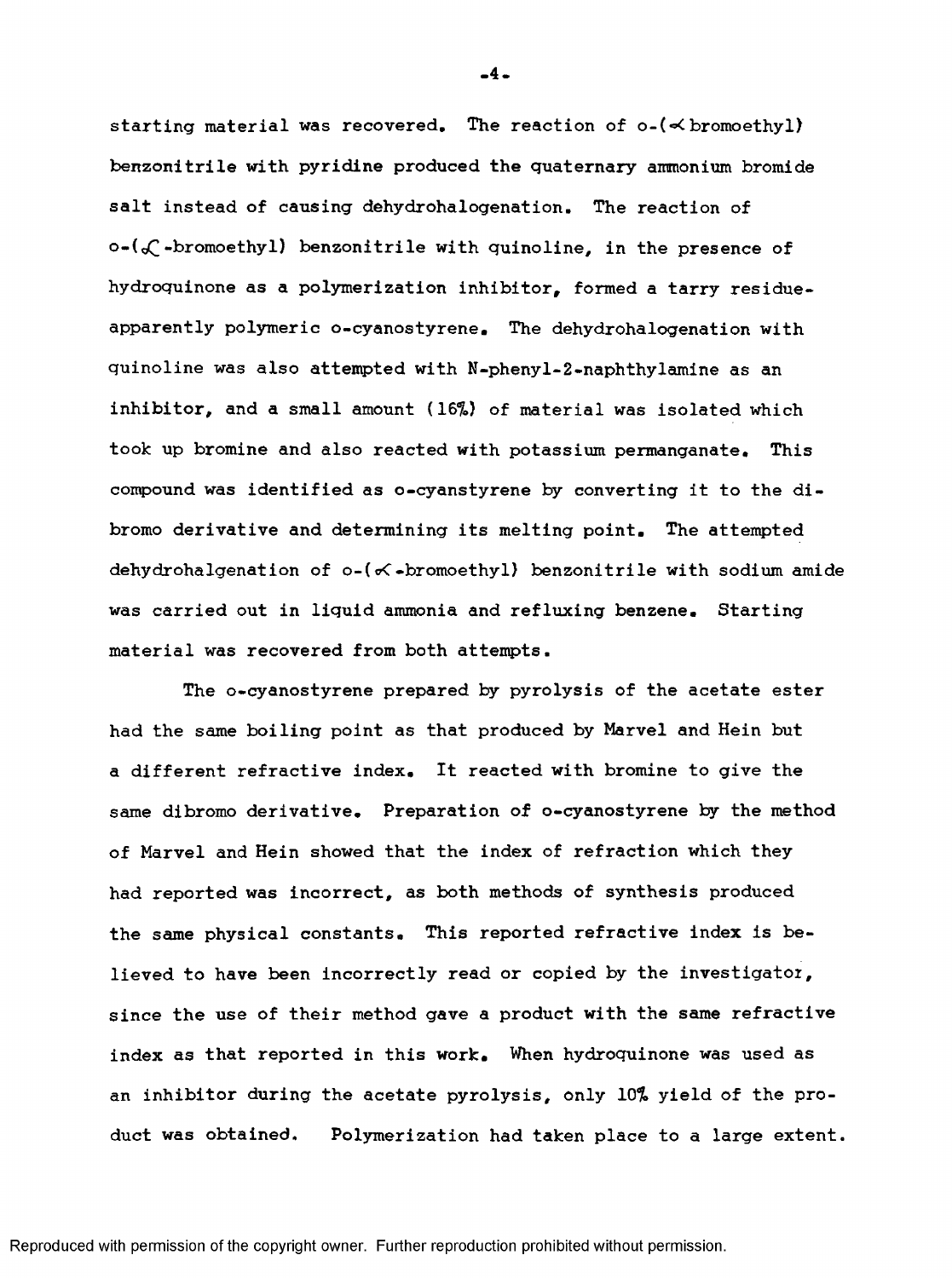starting material was recovered. The reaction of o-(α bromoethyl) benzonitrile with pyridine produced the quaternary ammonium bromide salt instead of causing dehydrohalogenation. The reaction of o-(α-bromoethyl) benzonitrile with quinoline, in the presence of hydroquinone as a polymerization inhibitor, formed a tarry residue-apparently polymeric o-cyanostyrene. The dehydrohalogenation with quinoline was also attempted with N-phenyl-2-naphthylamine as an inhibitor, and a small amount (16%) of material was isolated which took up bromine and also reacted with potassium permanganate. This compound was identified as o-cyanstyrene by converting it to the dibromo derivative and determining its melting point. The attempted dehydrohalgenation of o-(α-bromoethyl) benzonitrile with sodium amide was carried out in liquid ammonia and refluxing benzene. Starting material was recovered from both attempts.

The o-cyanostyrene prepared by pyrolysis of the acetate ester had the same boiling point as that produced by Marvel and Hein but a different refractive index. It reacted with bromine to give the same dibromo derivative. Preparation of o-cyanostyrene by the method of Marvel and Hein showed that the index of refraction which they had reported was incorrect, as both methods of synthesis produced the same physical constants. This reported refractive index is believed to have been incorrectly read or copied by the investigator, since the use of their method gave a product with the same refractive index as that reported in this work. When hydroquinone was used as an inhibitor during the acetate pyrolysis, only 10% yield of the product was obtained. Polymerization had taken place to a large extent.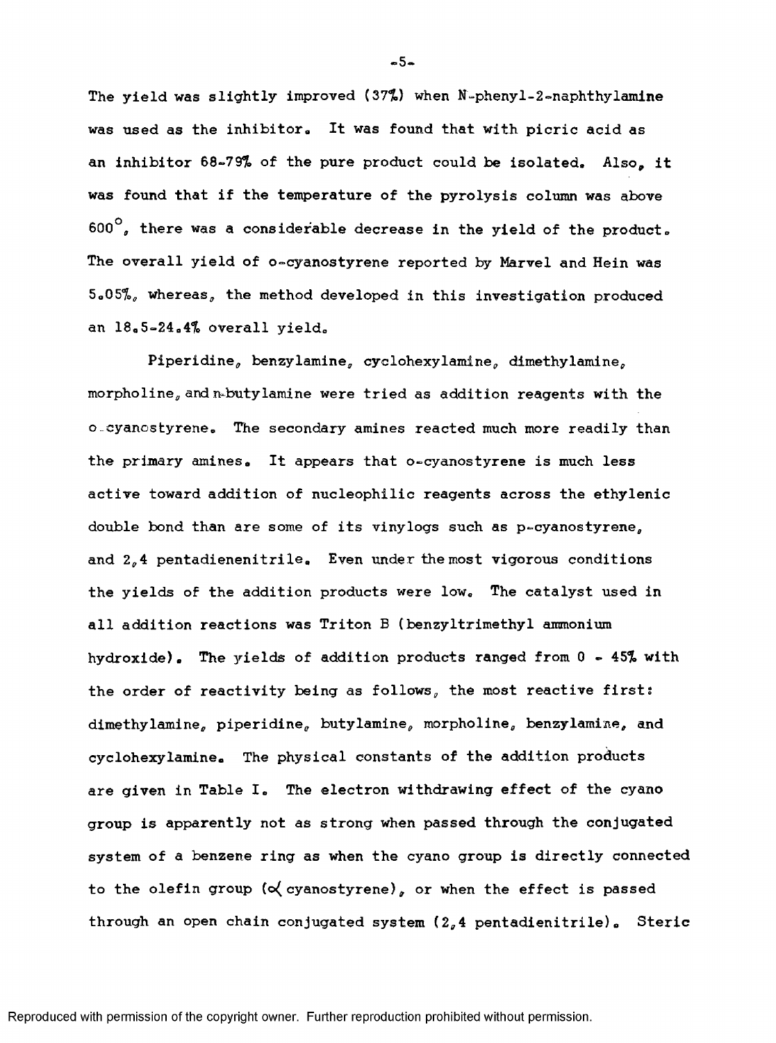The yield was slightly improved (37%) when N-phenyl-2-naphthylamine was used as the inhibitor. It was found that with picric acid as an inhibitor 68-79% of the pure product could be isolated. Also, it was found that if the temperature of the pyrolysis column was above 600°, there was a considerable decrease in the yield of the product. The overall yield of o-cyanostyrene reported by Marvel and Hein was 5.05%, whereas, the method developed in this investigation produced an 18.5-24.4% overall yield.

Piperidine, benzylamine, cyclohexylamine, dimethylamine, morpholine, and n-butylamine were tried as addition reagents with the o-cyanostyrene. The secondary amines reacted much more readily than the primary amines. It appears that o-cyanostyrene is much less active toward addition of nucleophilic reagents across the ethylenic double bond than are some of its vinylogs such as p-cyanostyrene, and 2,4 pentadienenitrile. Even under the most vigorous conditions the yields of the addition products were low. The catalyst used in all addition reactions was Triton B (benzyltrimethyl ammonium hydroxide). The yields of addition products ranged from 0 - 45% with the order of reactivity being as follows, the most reactive first: dimethylamine, piperidine, butylamine, morpholine, benzylamine, and cyclohexylamine. The physical constants of the addition products are given in Table I. The electron withdrawing effect of the cyano group is apparently not as strong when passed through the conjugated system of a benzene ring as when the cyano group is directly connected to the olefin group ($\alpha$ cyanostyrene), or when the effect is passed through an open chain conjugated system (2,4 pentadienitrile). Steric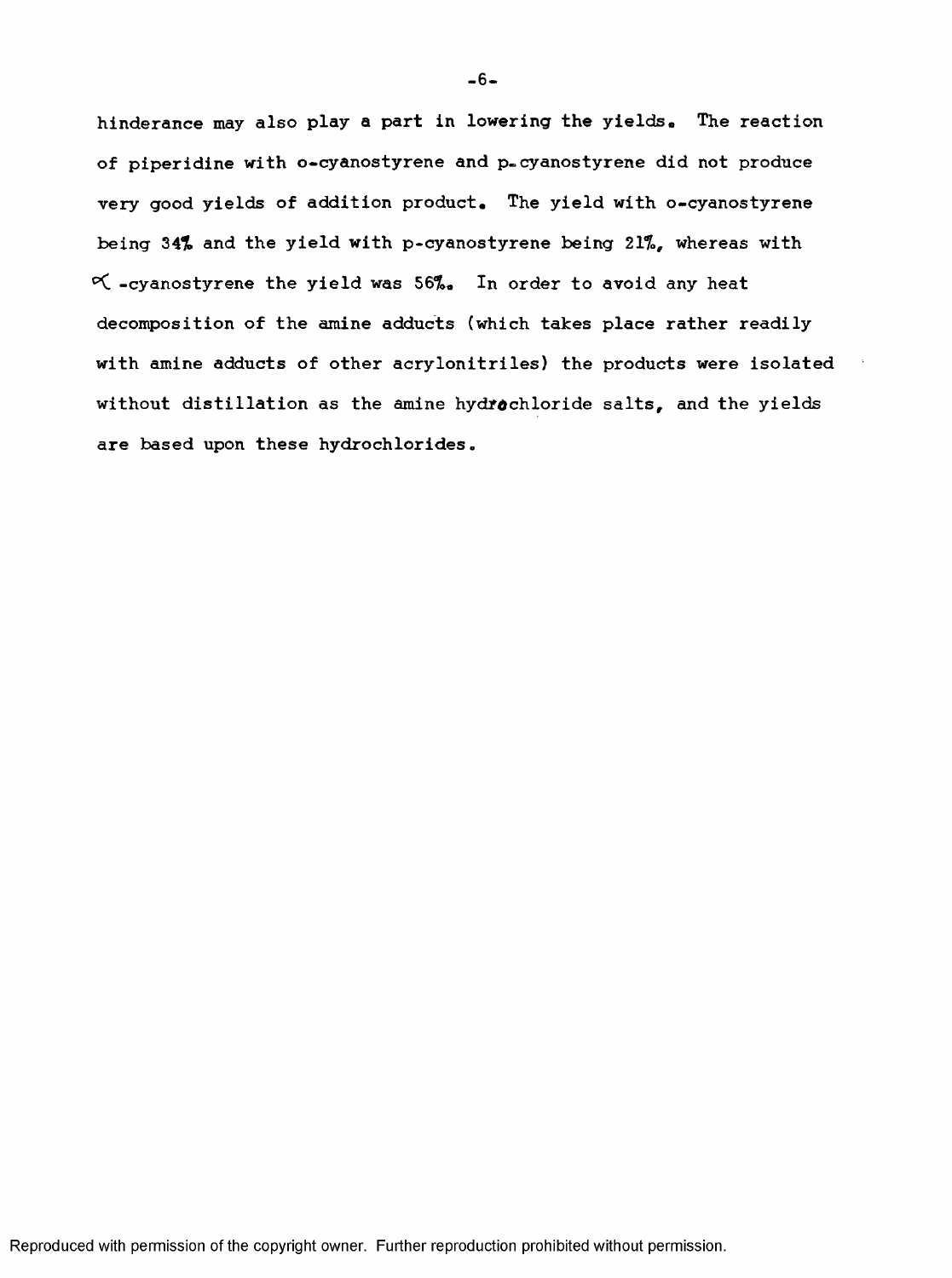hinderance may also play a part in lowering the yields. The reaction of piperidine with o-cyanostyrene and p-cyanostyrene did not produce very good yields of addition product. The yield with o-cyanostyrene being 34% and the yield with p-cyanostyrene being 21%, whereas with $\alpha$-cyanostyrene the yield was 56%. In order to avoid any heat decomposition of the amine adducts (which takes place rather readily with amine adducts of other acrylonitriles) the products were isolated without distillation as the amine hydrochloride salts, and the yields are based upon these hydrochlorides.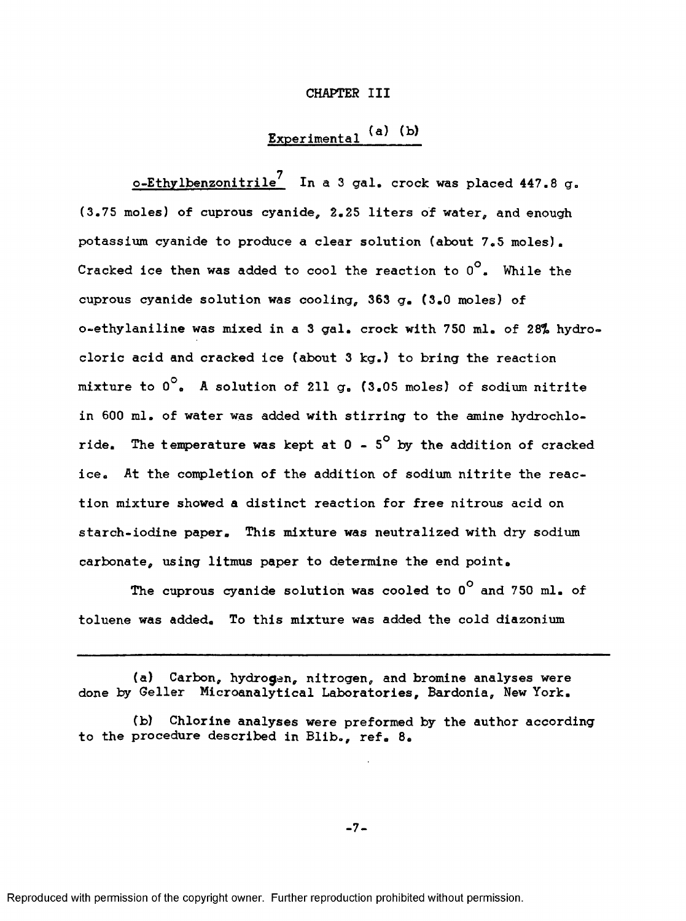# CHAPTER III

## Experimental [a] [b]

o-Ethylbenzonitrile[7] In a 3 gal. crock was placed 447.8 g. (3.75 moles) of cuprous cyanide, 2.25 liters of water, and enough potassium cyanide to produce a clear solution (about 7.5 moles). Cracked ice then was added to cool the reaction to 0°. While the cuprous cyanide solution was cooling, 363 g. (3.0 moles) of o-ethylaniline was mixed in a 3 gal. crock with 750 ml. of 28% hydrocloric acid and cracked ice (about 3 kg.) to bring the reaction mixture to 0°. A solution of 211 g. (3.05 moles) of sodium nitrite in 600 ml. of water was added with stirring to the amine hydrochloride. The temperature was kept at 0 - 5° by the addition of cracked ice. At the completion of the addition of sodium nitrite the reaction mixture showed a distinct reaction for free nitrous acid on starch-iodine paper. This mixture was neutralized with dry sodium carbonate, using litmus paper to determine the end point.

The cuprous cyanide solution was cooled to 0° and 750 ml. of toluene was added. To this mixture was added the cold diazonium

---

(a) Carbon, hydrogen, nitrogen, and bromine analyses were done by Geller Microanalytical Laboratories, Bardonia, New York.

(b) Chlorine analyses were preformed by the author according to the procedure described in Blib., ref. 8.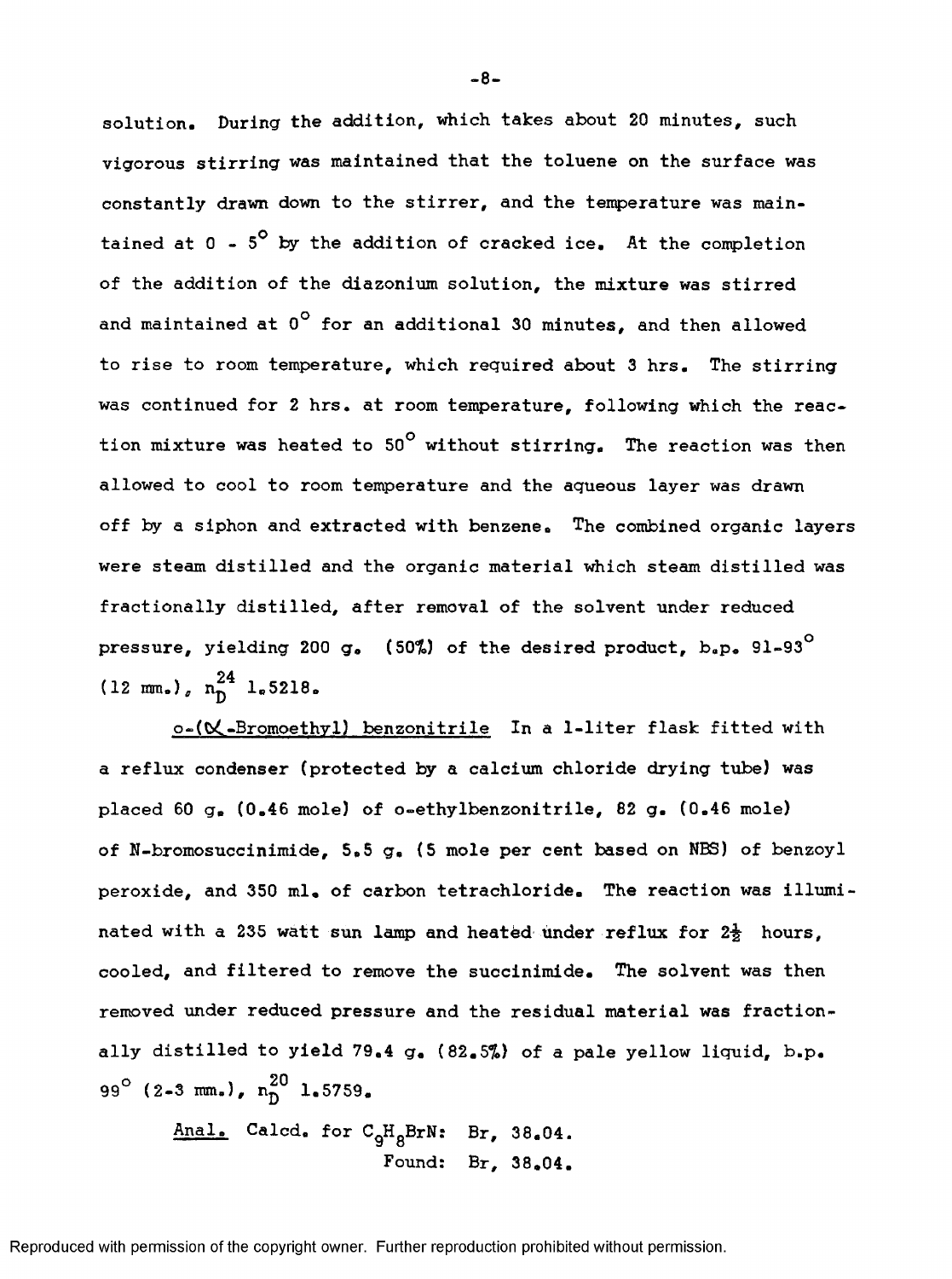solution. During the addition, which takes about 20 minutes, such vigorous stirring was maintained that the toluene on the surface was constantly drawn down to the stirrer, and the temperature was maintained at 0 - 5° by the addition of cracked ice. At the completion of the addition of the diazonium solution, the mixture was stirred and maintained at 0° for an additional 30 minutes, and then allowed to rise to room temperature, which required about 3 hrs. The stirring was continued for 2 hrs. at room temperature, following which the reaction mixture was heated to 50° without stirring. The reaction was then allowed to cool to room temperature and the aqueous layer was drawn off by a siphon and extracted with benzene. The combined organic layers were steam distilled and the organic material which steam distilled was fractionally distilled, after removal of the solvent under reduced pressure, yielding 200 g. (50%) of the desired product, b.p. 91-93° (12 mm.), $n_D^{24}$ 1.5218.

<u>o-(α-Bromoethyl) benzonitrile</u> In a 1-liter flask fitted with a reflux condenser (protected by a calcium chloride drying tube) was placed 60 g. (0.46 mole) of o-ethylbenzonitrile, 82 g. (0.46 mole) of N-bromosuccinimide, 5.5 g. (5 mole per cent based on NBS) of benzoyl peroxide, and 350 ml. of carbon tetrachloride. The reaction was illuminated with a 235 watt sun lamp and heated under reflux for 2½ hours, cooled, and filtered to remove the succinimide. The solvent was then removed under reduced pressure and the residual material was fractionally distilled to yield 79.4 g. (82.5%) of a pale yellow liquid, b.p. 99° (2-3 mm.), $n_D^{20}$ 1.5759.

<u>Anal.</u> Calcd. for $C_9H_8BrN$: Br, 38.04.
Found: Br, 38.04.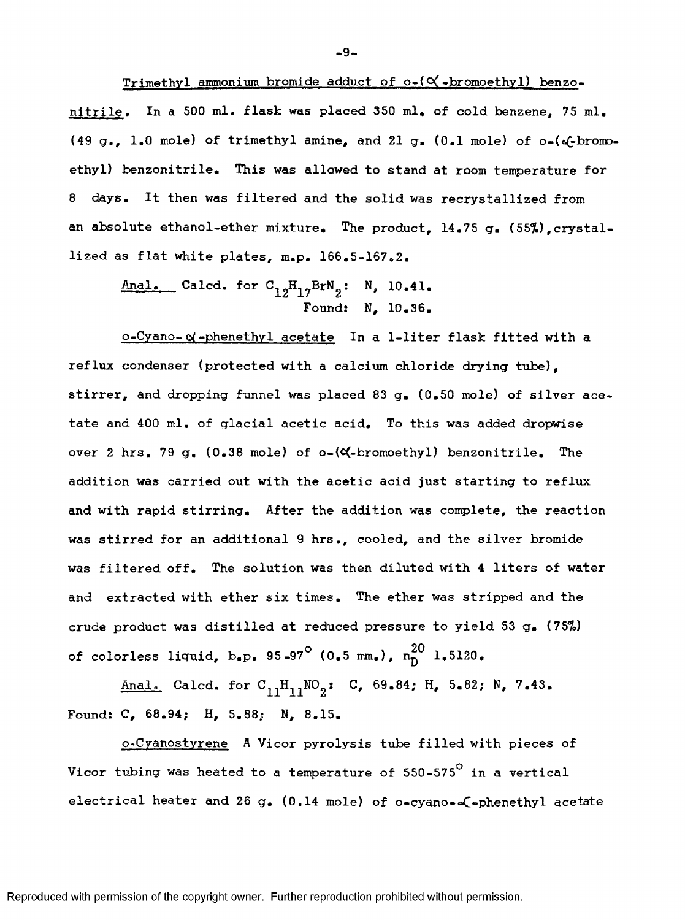Trimethyl ammonium bromide adduct of o-(α-bromoethyl) benzonitrile. In a 500 ml. flask was placed 350 ml. of cold benzene, 75 ml. (49 g., 1.0 mole) of trimethyl amine, and 21 g. (0.1 mole) of o-(α-bromoethyl) benzonitrile. This was allowed to stand at room temperature for 8 days. It then was filtered and the solid was recrystallized from an absolute ethanol-ether mixture. The product, 14.75 g. (55%), crystallized as flat white plates, m.p. 166.5-167.2.

Anal. Calcd. for $C_{12}H_{17}BrN_2$: N, 10.41.
Found: N, 10.36.

o-Cyano-α-phenethyl acetate In a 1-liter flask fitted with a reflux condenser (protected with a calcium chloride drying tube), stirrer, and dropping funnel was placed 83 g. (0.50 mole) of silver acetate and 400 ml. of glacial acetic acid. To this was added dropwise over 2 hrs. 79 g. (0.38 mole) of o-(α-bromoethyl) benzonitrile. The addition was carried out with the acetic acid just starting to reflux and with rapid stirring. After the addition was complete, the reaction was stirred for an additional 9 hrs., cooled, and the silver bromide was filtered off. The solution was then diluted with 4 liters of water and extracted with ether six times. The ether was stripped and the crude product was distilled at reduced pressure to yield 53 g. (75%) of colorless liquid, b.p. 95-97° (0.5 mm.), $n_D^{20}$ 1.5120.

Anal. Calcd. for $C_{11}H_{11}NO_2$: C, 69.84; H, 5.82; N, 7.43.
Found: C, 68.94; H, 5.88; N, 8.15.

o-Cyanostyrene A Vicor pyrolysis tube filled with pieces of Vicor tubing was heated to a temperature of 550-575° in a vertical electrical heater and 26 g. (0.14 mole) of o-cyano-α-phenethyl acetate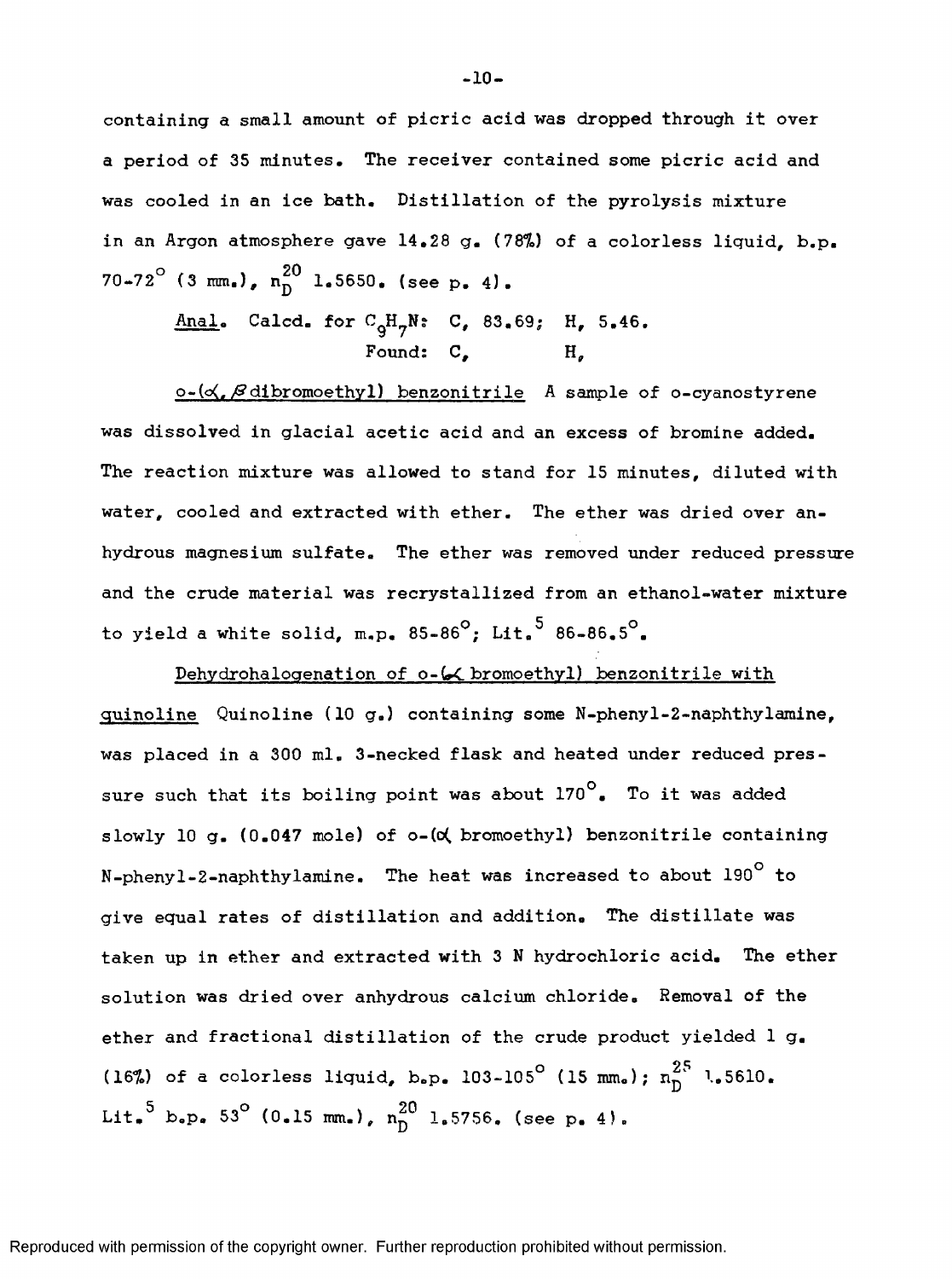containing a small amount of picric acid was dropped through it over a period of 35 minutes. The receiver contained some picric acid and was cooled in an ice bath. Distillation of the pyrolysis mixture in an Argon atmosphere gave 14.28 g. (78%) of a colorless liquid, b.p. 70-72° (3 mm.), $n_D^{20}$ 1.5650. (see p. 4).

<u>Anal.</u> Calcd. for $C_9H_7N$: C, 83.69; H, 5.46.
Found: C, H,

<u>o-(α,β dibromoethyl) benzonitrile</u> A sample of o-cyanostyrene was dissolved in glacial acetic acid and an excess of bromine added. The reaction mixture was allowed to stand for 15 minutes, diluted with water, cooled and extracted with ether. The ether was dried over anhydrous magnesium sulfate. The ether was removed under reduced pressure and the crude material was recrystallized from an ethanol-water mixture to yield a white solid, m.p. 85-86°; Lit.[5] 86-86.5°.

<u>Dehydrohalogenation of o-(α bromoethyl) benzonitrile with quinoline</u> Quinoline (10 g.) containing some N-phenyl-2-naphthylamine, was placed in a 300 ml. 3-necked flask and heated under reduced pressure such that its boiling point was about 170°. To it was added slowly 10 g. (0.047 mole) of o-(α bromoethyl) benzonitrile containing N-phenyl-2-naphthylamine. The heat was increased to about 190° to give equal rates of distillation and addition. The distillate was taken up in ether and extracted with 3 N hydrochloric acid. The ether solution was dried over anhydrous calcium chloride. Removal of the ether and fractional distillation of the crude product yielded 1 g. (16%) of a colorless liquid, b.p. 103-105° (15 mm.); $n_D^{25}$ 1.5610. Lit.[5] b.p. 53° (0.15 mm.), $n_D^{20}$ 1.5756. (see p. 4).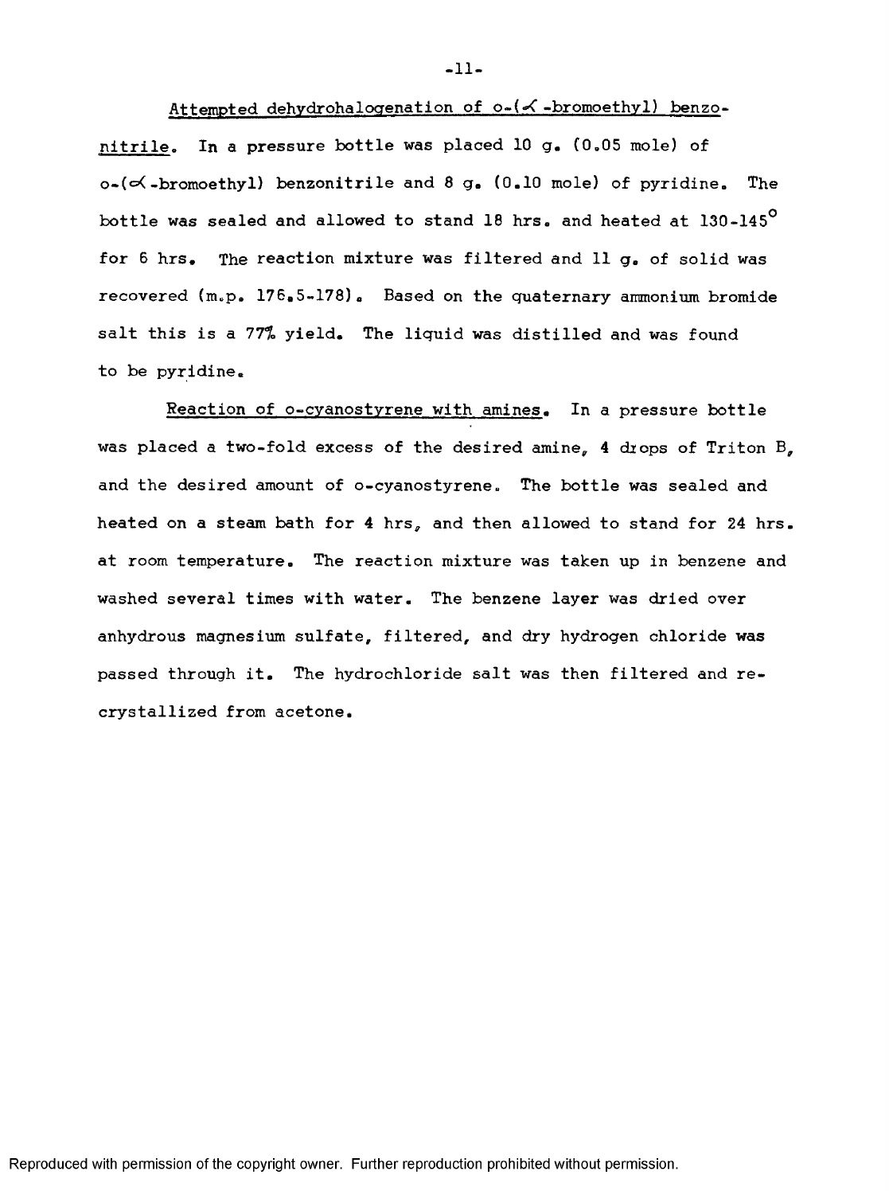Attempted dehydrohalogenation of o-(α-bromoethyl) benzonitrile. In a pressure bottle was placed 10 g. (0.05 mole) of o-(α-bromoethyl) benzonitrile and 8 g. (0.10 mole) of pyridine. The bottle was sealed and allowed to stand 18 hrs. and heated at 130-145° for 6 hrs. The reaction mixture was filtered and 11 g. of solid was recovered (m.p. 176.5-178). Based on the quaternary ammonium bromide salt this is a 77% yield. The liquid was distilled and was found to be pyridine.

Reaction of o-cyanostyrene with amines. In a pressure bottle was placed a two-fold excess of the desired amine, 4 drops of Triton B, and the desired amount of o-cyanostyrene. The bottle was sealed and heated on a steam bath for 4 hrs, and then allowed to stand for 24 hrs. at room temperature. The reaction mixture was taken up in benzene and washed several times with water. The benzene layer was dried over anhydrous magnesium sulfate, filtered, and dry hydrogen chloride was passed through it. The hydrochloride salt was then filtered and recrystallized from acetone.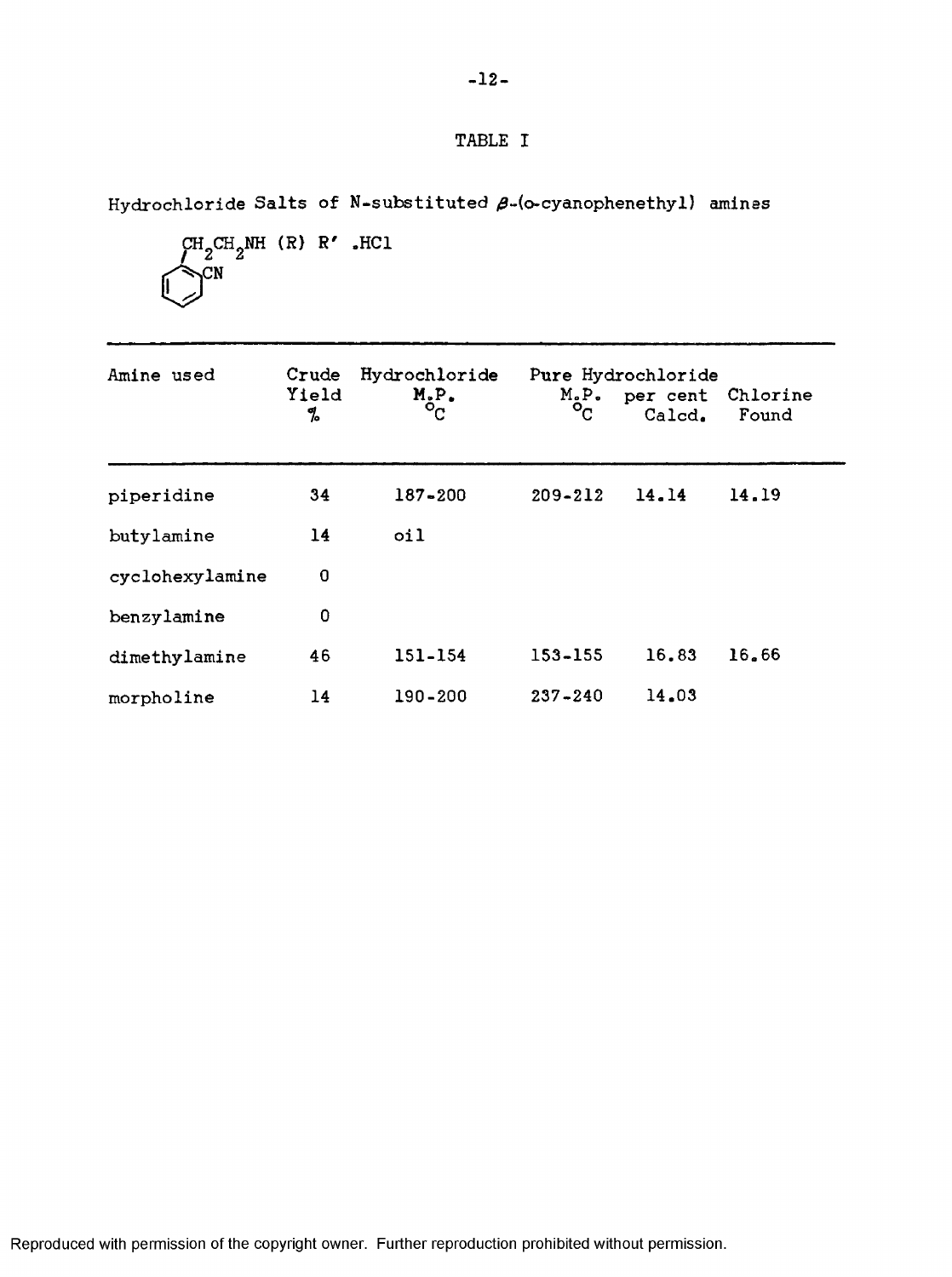# TABLE I

Hydrochloride Salts of N-substituted $\beta$-(o-cyanophenethyl) amines

$o$-$NC-C_6H_4-CH_2CH_2NH(R)R'\cdot HCl$

| Amine used | Crude Yield % | Hydrochloride M.P. °C | Pure Hydrochloride M.P. °C | per cent Chlorine Calcd. | Found |
|---|---|---|---|---|---|
| piperidine | 34 | 187-200 | 209-212 | 14.14 | 14.19 |
| butylamine | 14 | oil | | | |
| cyclohexylamine | 0 | | | | |
| benzylamine | 0 | | | | |
| dimethylamine | 46 | 151-154 | 153-155 | 16.83 | 16.66 |
| morpholine | 14 | 190-200 | 237-240 | 14.03 | |

Reproduced with permission of the copyright owner. Further reproduction prohibited without permission.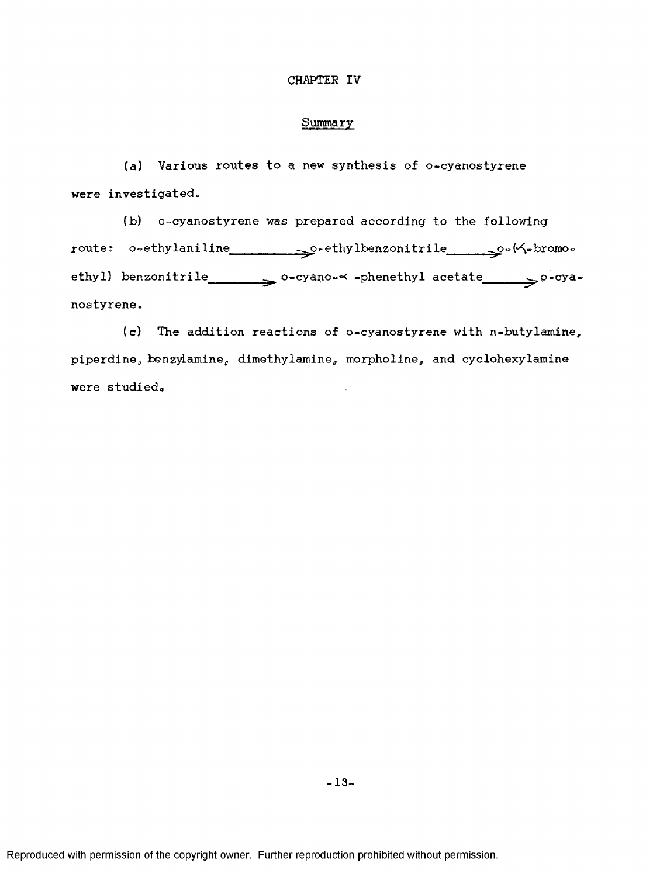# CHAPTER IV

## Summary

(a) Various routes to a new synthesis of o-cyanostyrene were investigated.

(b) o-cyanostyrene was prepared according to the following route: o-ethylaniline $\longrightarrow$ o-ethylbenzonitrile $\longrightarrow$ o-($\alpha$-bromoethyl) benzonitrile $\longrightarrow$ o-cyano-$\alpha$-phenethyl acetate $\longrightarrow$ o-cyanostyrene.

(c) The addition reactions of o-cyanostyrene with n-butylamine, piperdine, benzylamine, dimethylamine, morpholine, and cyclohexylamine were studied.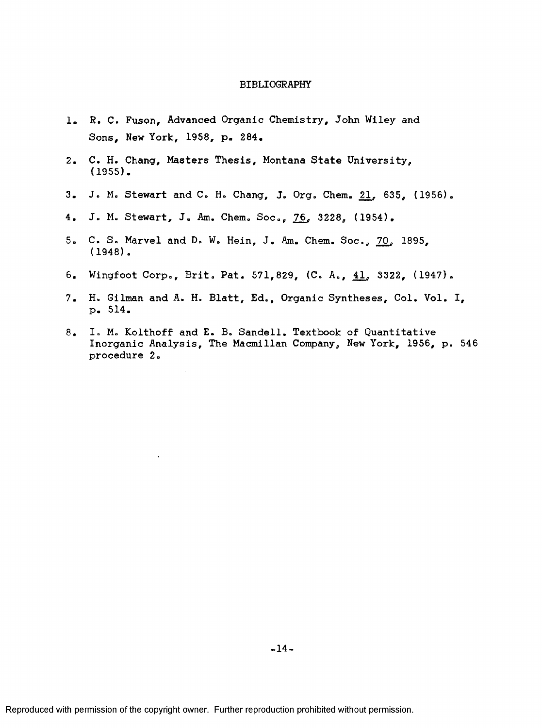# BIBLIOGRAPHY

1. R. C. Fuson, Advanced Organic Chemistry, John Wiley and Sons, New York, 1958, p. 284.
2. C. H. Chang, Masters Thesis, Montana State University, (1955).
3. J. M. Stewart and C. H. Chang, J. Org. Chem. 21, 635, (1956).
4. J. M. Stewart, J. Am. Chem. Soc., 76, 3228, (1954).
5. C. S. Marvel and D. W. Hein, J. Am. Chem. Soc., 70, 1895, (1948).
6. Wingfoot Corp., Brit. Pat. 571,829, (C. A., 41, 3322, (1947).
7. H. Gilman and A. H. Blatt, Ed., Organic Syntheses, Col. Vol. I, p. 514.
8. I. M. Kolthoff and E. B. Sandell. Textbook of Quantitative Inorganic Analysis, The Macmillan Company, New York, 1956, p. 546 procedure 2.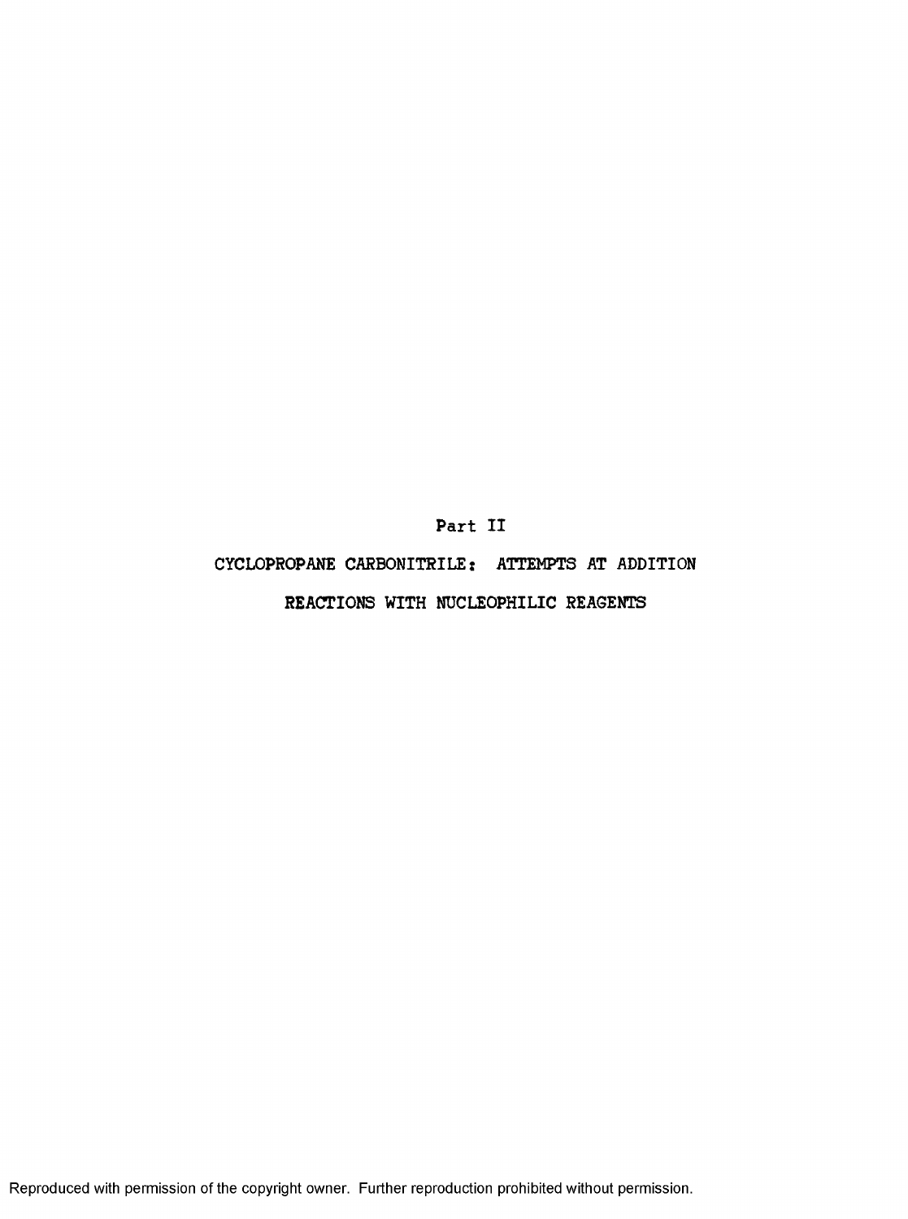# Part II

## CYCLOPROPANE CARBONITRILE: ATTEMPTS AT ADDITION REACTIONS WITH NUCLEOPHILIC REAGENTS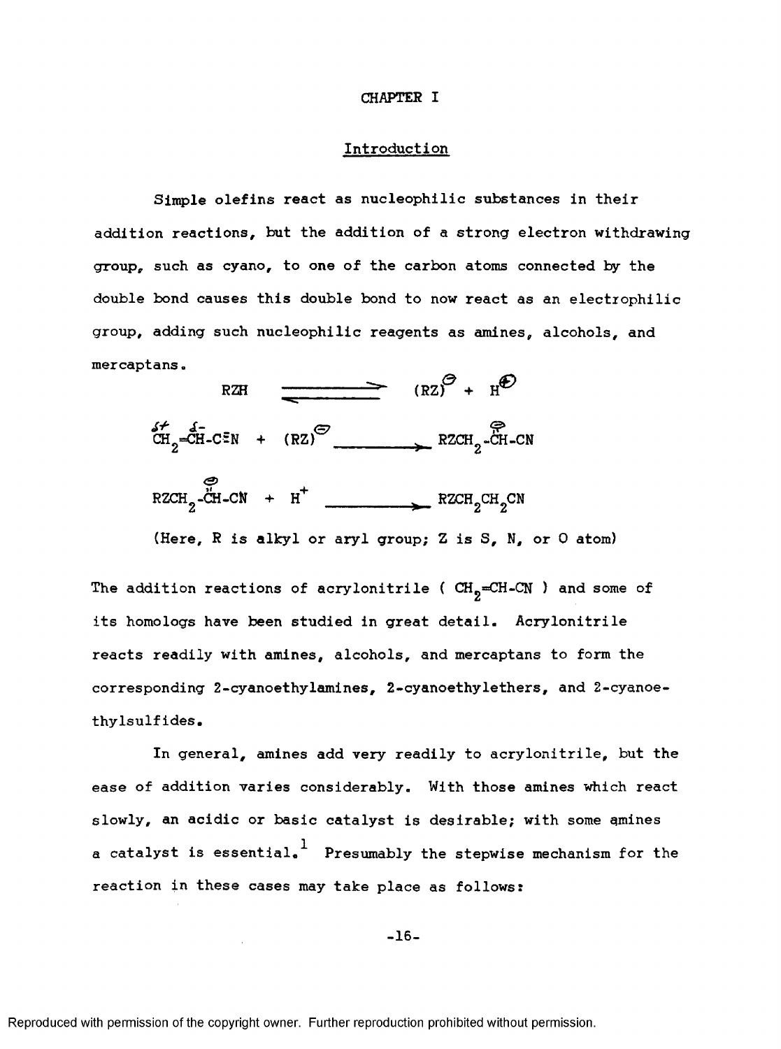# CHAPTER I

## Introduction

Simple olefins react as nucleophilic substances in their addition reactions, but the addition of a strong electron withdrawing group, such as cyano, to one of the carbon atoms connected by the double bond causes this double bond to now react as an electrophilic group, adding such nucleophilic reagents as amines, alcohols, and mercaptans.

$$RZH \rightleftharpoons (RZ)^{\ominus} + H^{\oplus}$$

$$\overset{\delta+}{C}H_2=\overset{\delta-}{C}H\text{-}C\equiv N + (RZ)^{\ominus} \longrightarrow RZCH_2\text{-}\overset{\ominus}{C}H\text{-}CN$$

$$RZCH_2\text{-}\overset{\ominus}{C}H\text{-}CN + H^{+} \longrightarrow RZCH_2CH_2CN$$

(Here, R is alkyl or aryl group; Z is S, N, or O atom)

The addition reactions of acrylonitrile ( $CH_2$=CH-CN ) and some of its homologs have been studied in great detail. Acrylonitrile reacts readily with amines, alcohols, and mercaptans to form the corresponding 2-cyanoethylamines, 2-cyanoethylethers, and 2-cyanoethylsulfides.

In general, amines add very readily to acrylonitrile, but the ease of addition varies considerably. With those amines which react slowly, an acidic or basic catalyst is desirable; with some amines a catalyst is essential.[1] Presumably the stepwise mechanism for the reaction in these cases may take place as follows: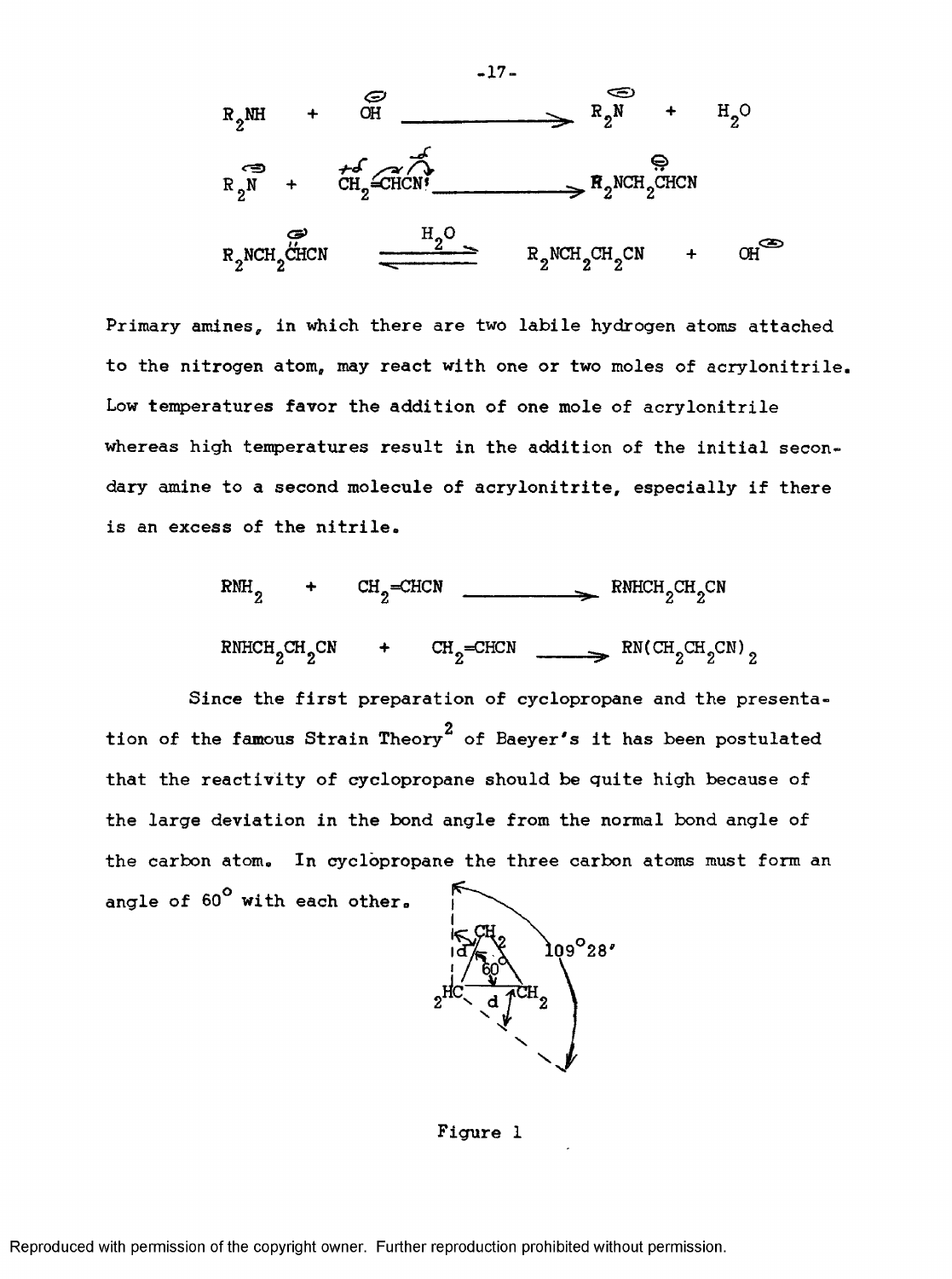$$R_2NH + OH^- \longrightarrow R_2N^- + H_2O$$

$$R_2N^- + CH_2{=}CHCN \longrightarrow R_2NCH_2\overset{-}{C}HCN$$

$$R_2NCH_2\overset{-}{C}HCN \overset{H_2O}{\rightleftharpoons} R_2NCH_2CH_2CN + OH^-$$

Primary amines, in which there are two labile hydrogen atoms attached to the nitrogen atom, may react with one or two moles of acrylonitrile. Low temperatures favor the addition of one mole of acrylonitrile whereas high temperatures result in the addition of the initial secondary amine to a second molecule of acrylonitrite, especially if there is an excess of the nitrile.

$$RNH_2 + CH_2{=}CHCN \longrightarrow RNHCH_2CH_2CN$$

$$RNHCH_2CH_2CN + CH_2{=}CHCN \longrightarrow RN(CH_2CH_2CN)_2$$

Since the first preparation of cyclopropane and the presentation of the famous Strain Theory[2] of Baeyer's it has been postulated that the reactivity of cyclopropane should be quite high because of the large deviation in the bond angle from the normal bond angle of the carbon atom. In cyclopropane the three carbon atoms must form an angle of 60° with each other.

Figure 1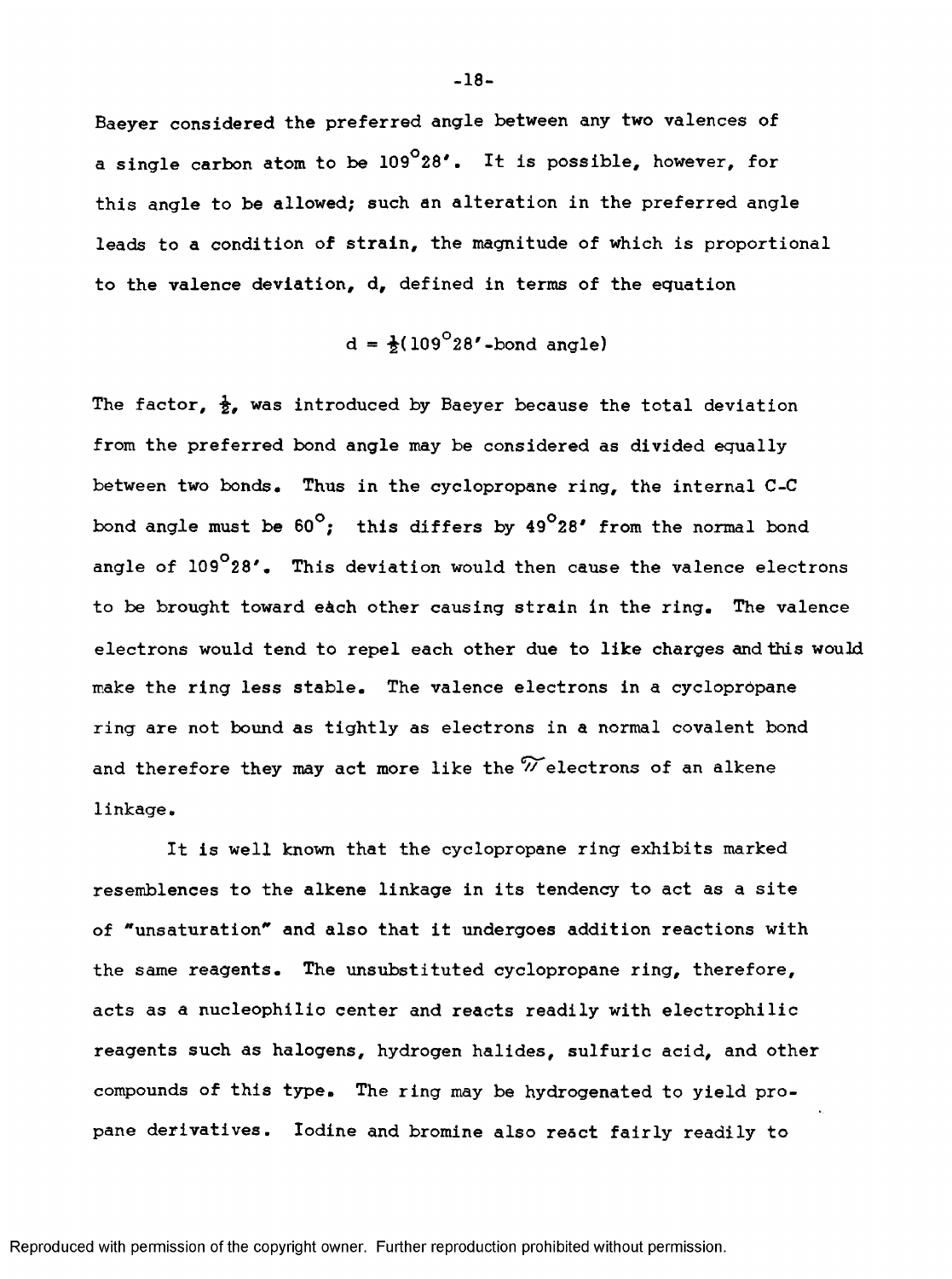Baeyer considered the preferred angle between any two valences of a single carbon atom to be $109^\circ 28'$. It is possible, however, for this angle to be allowed; such an alteration in the preferred angle leads to a condition of strain, the magnitude of which is proportional to the valence deviation, d, defined in terms of the equation

$$d = \frac{1}{2}(109^\circ 28' - \text{bond angle})$$

The factor, $\frac{1}{2}$, was introduced by Baeyer because the total deviation from the preferred bond angle may be considered as divided equally between two bonds. Thus in the cyclopropane ring, the internal C-C bond angle must be $60^\circ$; this differs by $49^\circ 28'$ from the normal bond angle of $109^\circ 28'$. This deviation would then cause the valence electrons to be brought toward each other causing strain in the ring. The valence electrons would tend to repel each other due to like charges and this would make the ring less stable. The valence electrons in a cyclopropane ring are not bound as tightly as electrons in a normal covalent bond and therefore they may act more like the $\pi$ electrons of an alkene linkage.

It is well known that the cyclopropane ring exhibits marked resemblences to the alkene linkage in its tendency to act as a site of "unsaturation" and also that it undergoes addition reactions with the same reagents. The unsubstituted cyclopropane ring, therefore, acts as a nucleophilic center and reacts readily with electrophilic reagents such as halogens, hydrogen halides, sulfuric acid, and other compounds of this type. The ring may be hydrogenated to yield propane derivatives. Iodine and bromine also react fairly readily to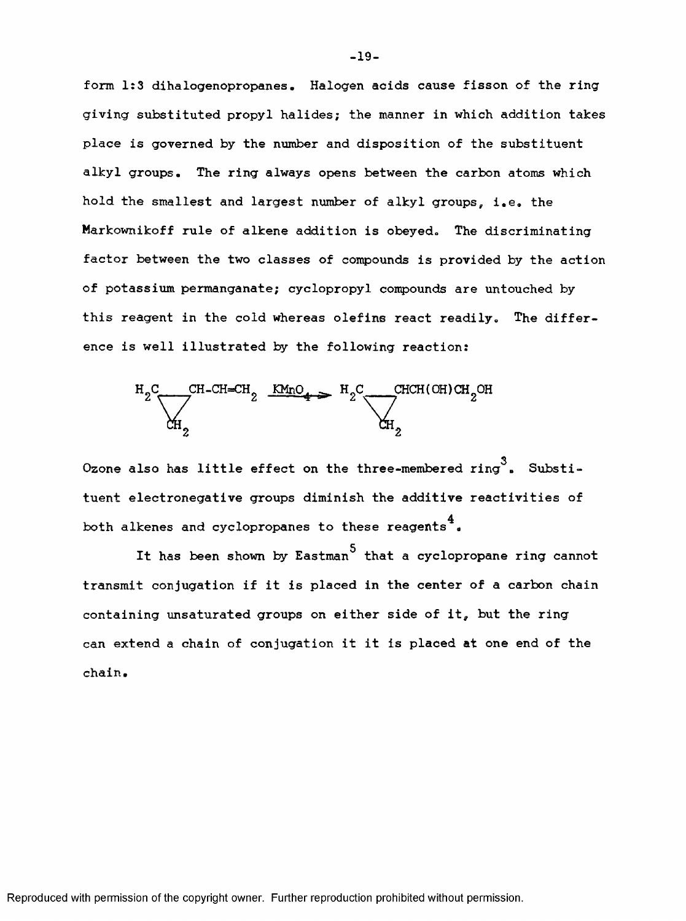form 1:3 dihalogenopropanes. Halogen acids cause fisson of the ring giving substituted propyl halides; the manner in which addition takes place is governed by the number and disposition of the substituent alkyl groups. The ring always opens between the carbon atoms which hold the smallest and largest number of alkyl groups, i.e. the Markownikoff rule of alkene addition is obeyed. The discriminating factor between the two classes of compounds is provided by the action of potassium permanganate; cyclopropyl compounds are untouched by this reagent in the cold whereas olefins react readily. The difference is well illustrated by the following reaction:

$$\text{cyclo-}(H_2C\text{–}CH_2\text{–}CH)\text{-}CH\text{=}CH_2 \xrightarrow{KMnO_4} \text{cyclo-}(H_2C\text{–}CH_2\text{–}CH)\text{-}CH(OH)CH_2OH$$

Ozone also has little effect on the three-membered ring[3]. Substituent electronegative groups diminish the additive reactivities of both alkenes and cyclopropanes to these reagents[4].

It has been shown by Eastman[5] that a cyclopropane ring cannot transmit conjugation if it is placed in the center of a carbon chain containing unsaturated groups on either side of it, but the ring can extend a chain of conjugation it it is placed at one end of the chain.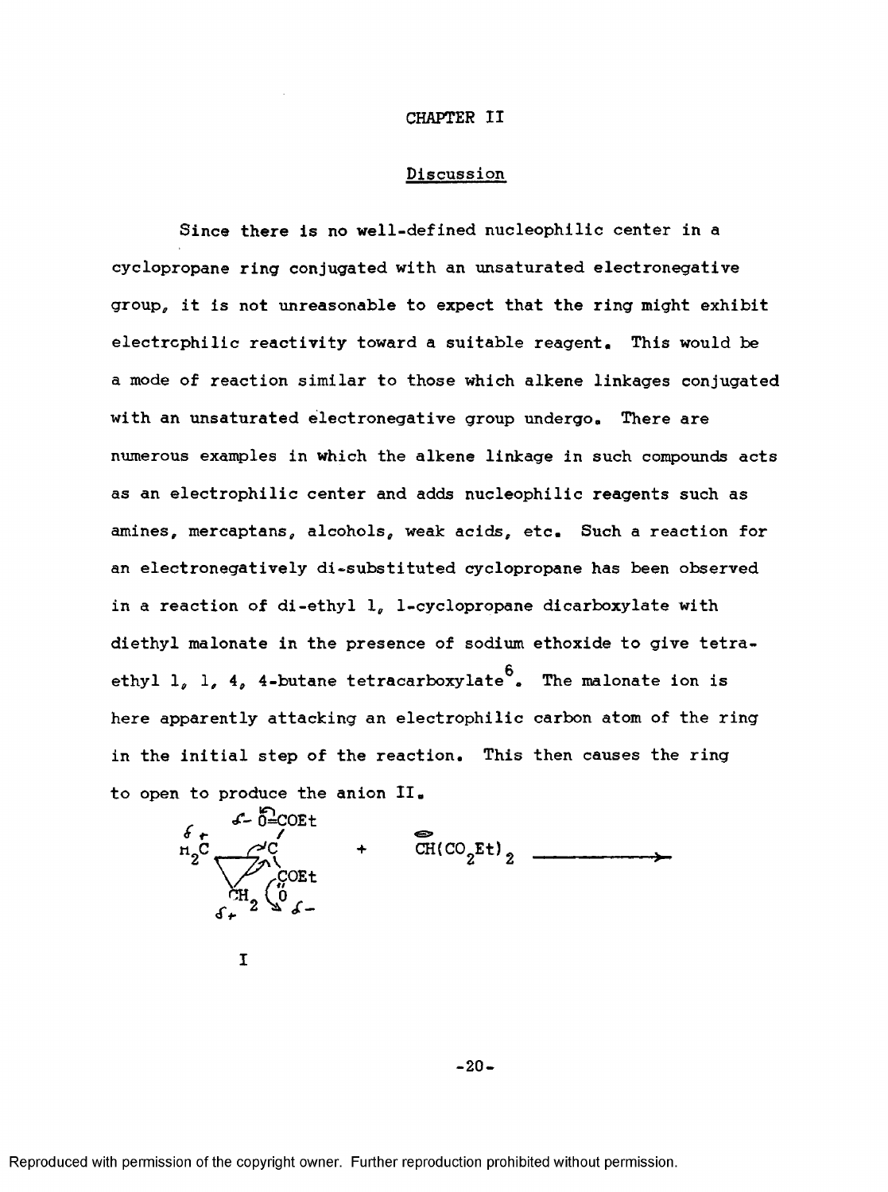# CHAPTER II

## Discussion

Since there is no well-defined nucleophilic center in a cyclopropane ring conjugated with an unsaturated electronegative group, it is not unreasonable to expect that the ring might exhibit electrophilic reactivity toward a suitable reagent. This would be a mode of reaction similar to those which alkene linkages conjugated with an unsaturated electronegative group undergo. There are numerous examples in which the alkene linkage in such compounds acts as an electrophilic center and adds nucleophilic reagents such as amines, mercaptans, alcohols, weak acids, etc. Such a reaction for an electronegatively di-substituted cyclopropane has been observed in a reaction of di-ethyl 1, 1-cyclopropane dicarboxylate with diethyl malonate in the presence of sodium ethoxide to give tetraethyl 1, 1, 4, 4-butane tetracarboxylate[6]. The malonate ion is here apparently attacking an electrophilic carbon atom of the ring in the initial step of the reaction. This then causes the ring to open to produce the anion II.

$$\text{I} \quad + \quad \overset{\ominus}{C}H(CO_2Et)_2 \longrightarrow$$

I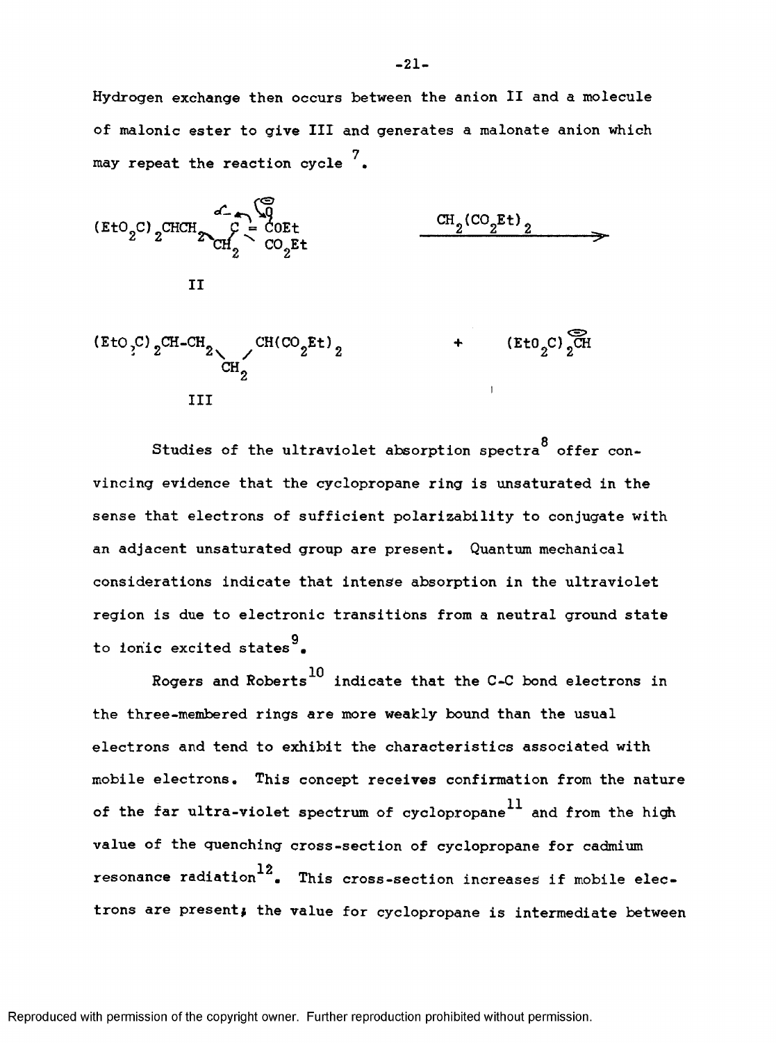Hydrogen exchange then occurs between the anion II and a molecule of malonic ester to give III and generates a malonate anion which may repeat the reaction cycle [7].

$$(EtO_2C)_2CHCH_2CH_2\text{-}C(=C\text{-}O^{-})OEt\,(CO_2Et) \xrightarrow{CH_2(CO_2Et)_2}$$

II

$$(EtO_2C)_2CH\text{-}CH_2\text{-}CH_2\text{-}CH(CO_2Et)_2 \quad + \quad (EtO_2C)_2\overset{\ominus}{C}H$$

III

Studies of the ultraviolet absorption spectra[8] offer convincing evidence that the cyclopropane ring is unsaturated in the sense that electrons of sufficient polarizability to conjugate with an adjacent unsaturated group are present. Quantum mechanical considerations indicate that intense absorption in the ultraviolet region is due to electronic transitions from a neutral ground state to ionic excited states[9].

Rogers and Roberts[10] indicate that the C-C bond electrons in the three-membered rings are more weakly bound than the usual electrons and tend to exhibit the characteristics associated with mobile electrons. This concept receives confirmation from the nature of the far ultra-violet spectrum of cyclopropane[11] and from the high value of the quenching cross-section of cyclopropane for cadmium resonance radiation[12]. This cross-section increases if mobile electrons are present; the value for cyclopropane is intermediate between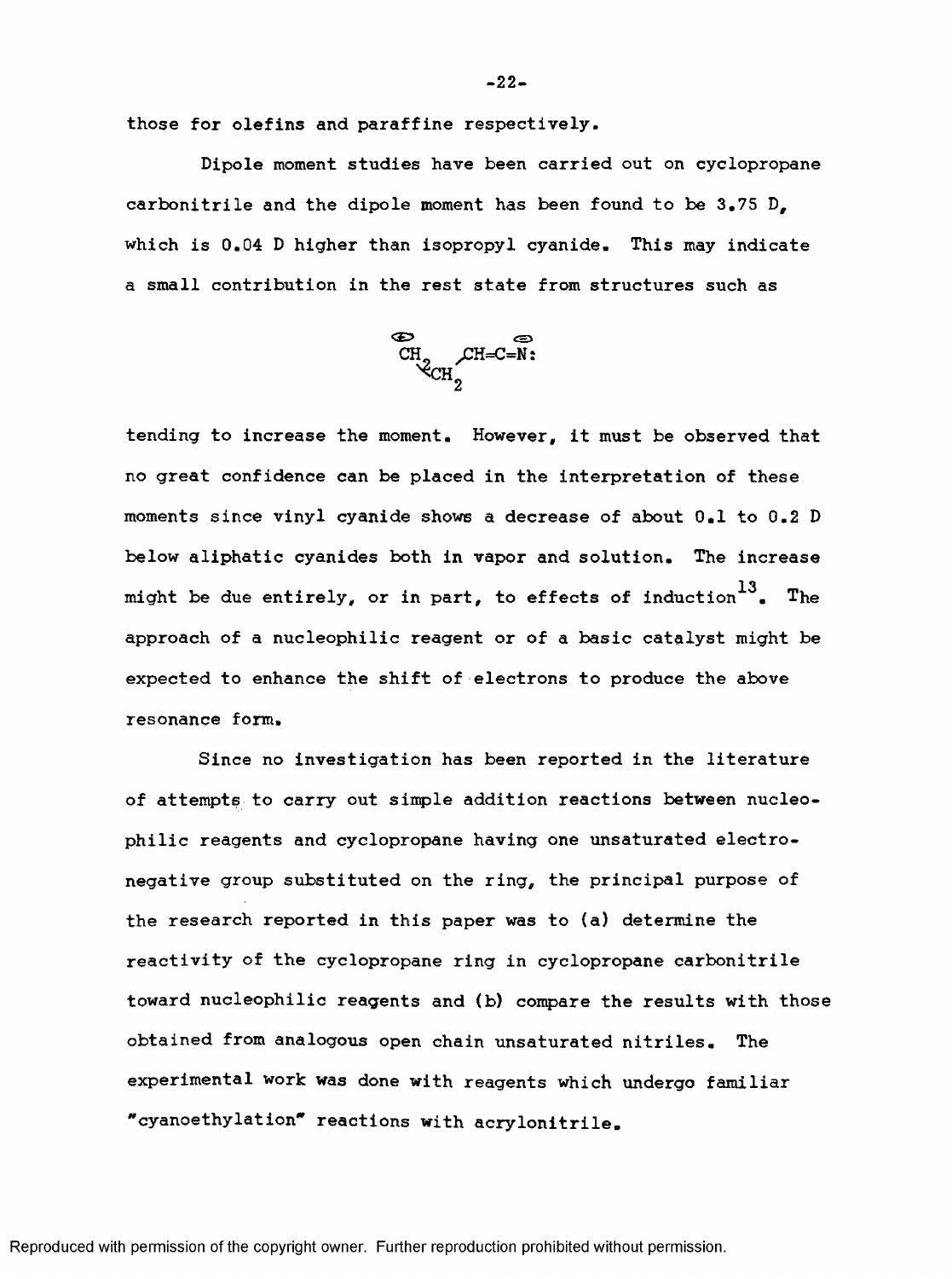those for olefins and paraffine respectively.

Dipole moment studies have been carried out on cyclopropane carbonitrile and the dipole moment has been found to be 3.75 D, which is 0.04 D higher than isopropyl cyanide. This may indicate a small contribution in the rest state from structures such as

$$\overset{\oplus}{C}H_2\text{—}CH_2\text{—}CH{=}C{=}\overset{\ominus}{N}:$$

tending to increase the moment. However, it must be observed that no great confidence can be placed in the interpretation of these moments since vinyl cyanide shows a decrease of about 0.1 to 0.2 D below aliphatic cyanides both in vapor and solution. The increase might be due entirely, or in part, to effects of induction[13]. The approach of a nucleophilic reagent or of a basic catalyst might be expected to enhance the shift of electrons to produce the above resonance form.

Since no investigation has been reported in the literature of attempts to carry out simple addition reactions between nucleophilic reagents and cyclopropane having one unsaturated electronegative group substituted on the ring, the principal purpose of the research reported in this paper was to (a) determine the reactivity of the cyclopropane ring in cyclopropane carbonitrile toward nucleophilic reagents and (b) compare the results with those obtained from analogous open chain unsaturated nitriles. The experimental work was done with reagents which undergo familiar "cyanoethylation" reactions with acrylonitrile.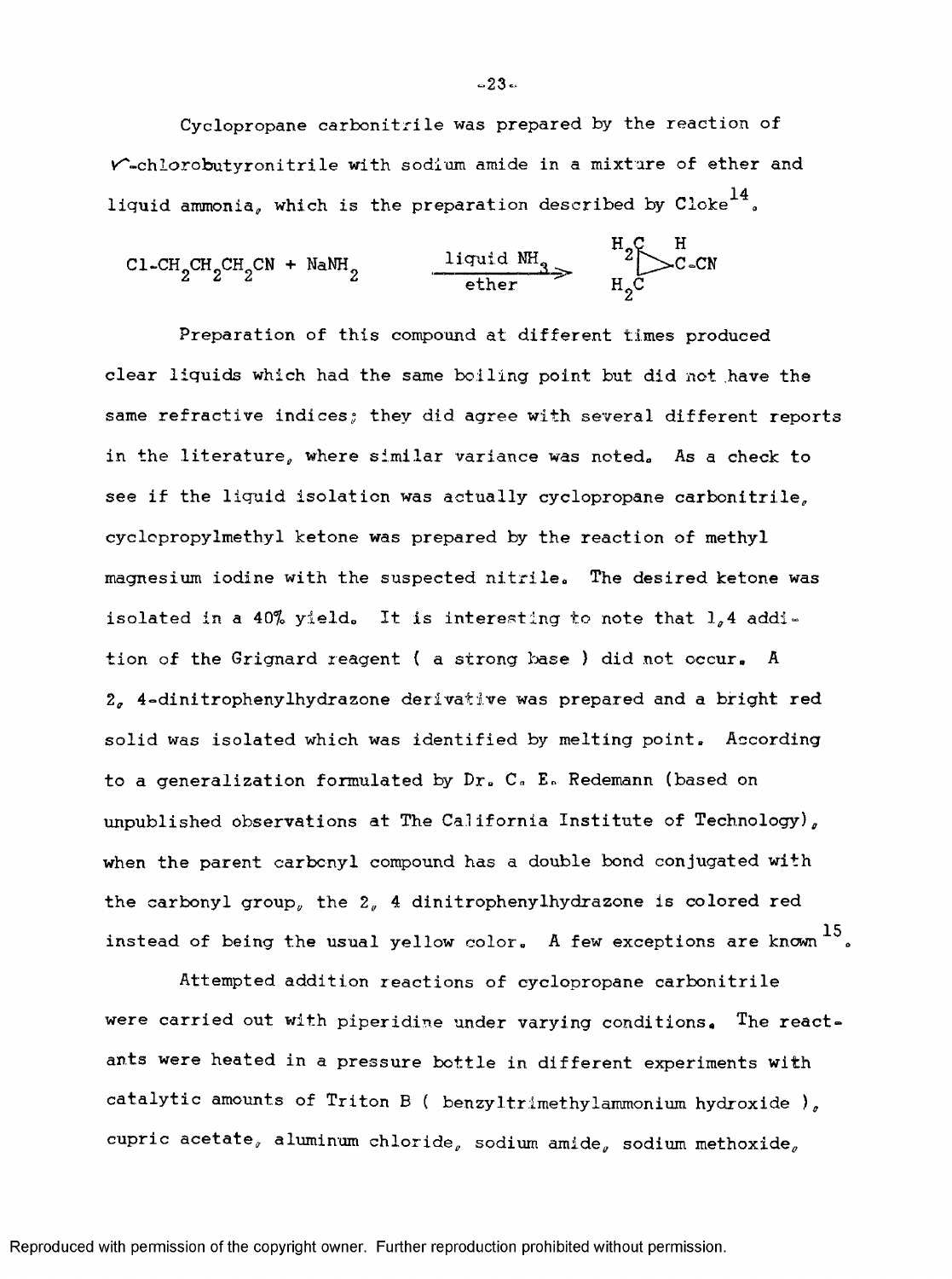Cyclopropane carbonitrile was prepared by the reaction of γ-chlorobutyronitrile with sodium amide in a mixture of ether and liquid ammonia, which is the preparation described by Cloke[14].

$$Cl\text{-}CH_2CH_2CH_2CN + NaNH_2 \xrightarrow[\text{ether}]{\text{liquid } NH_3} \underset{H_2C}{\overset{H_2C}{}} \!\!>\! C(H)\text{-}CN$$

Preparation of this compound at different times produced clear liquids which had the same boiling point but did not have the same refractive indices; they did agree with several different reports in the literature, where similar variance was noted. As a check to see if the liquid isolation was actually cyclopropane carbonitrile, cyclopropylmethyl ketone was prepared by the reaction of methyl magnesium iodine with the suspected nitrile. The desired ketone was isolated in a 40% yield. It is interesting to note that 1,4 addition of the Grignard reagent ( a strong base ) did not occur. A 2, 4-dinitrophenylhydrazone derivative was prepared and a bright red solid was isolated which was identified by melting point. According to a generalization formulated by Dr. C. E. Redemann (based on unpublished observations at The California Institute of Technology), when the parent carbonyl compound has a double bond conjugated with the carbonyl group, the 2, 4 dinitrophenylhydrazone is colored red instead of being the usual yellow color. A few exceptions are known[15].

Attempted addition reactions of cyclopropane carbonitrile were carried out with piperidine under varying conditions. The reactants were heated in a pressure bottle in different experiments with catalytic amounts of Triton B ( benzyltrimethylammonium hydroxide ), cupric acetate, aluminum chloride, sodium amide, sodium methoxide,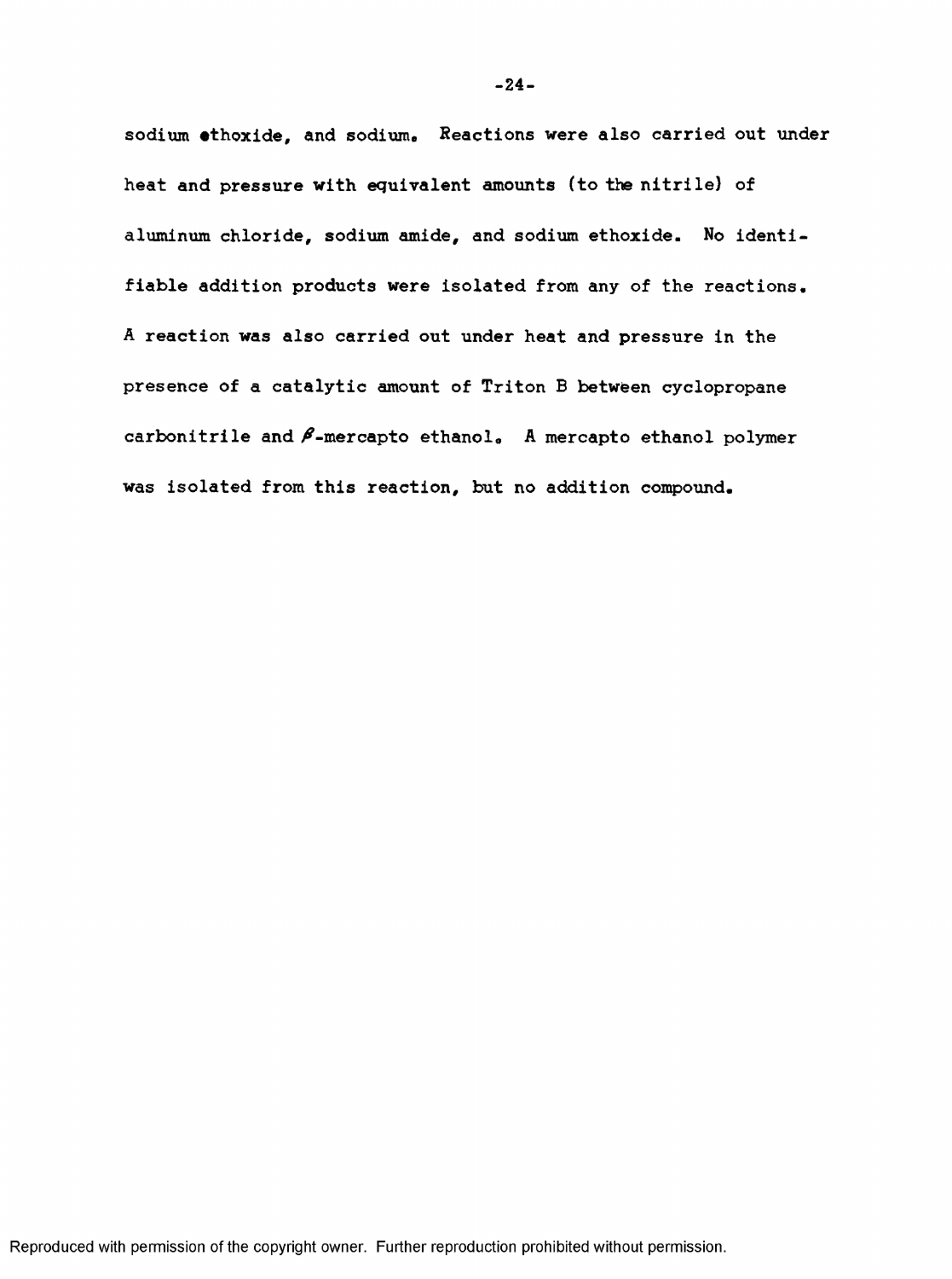sodium ethoxide, and sodium. Reactions were also carried out under heat and pressure with equivalent amounts (to the nitrile) of aluminum chloride, sodium amide, and sodium ethoxide. No identifiable addition products were isolated from any of the reactions. A reaction was also carried out under heat and pressure in the presence of a catalytic amount of Triton B between cyclopropane carbonitrile and $\beta$-mercapto ethanol. A mercapto ethanol polymer was isolated from this reaction, but no addition compound.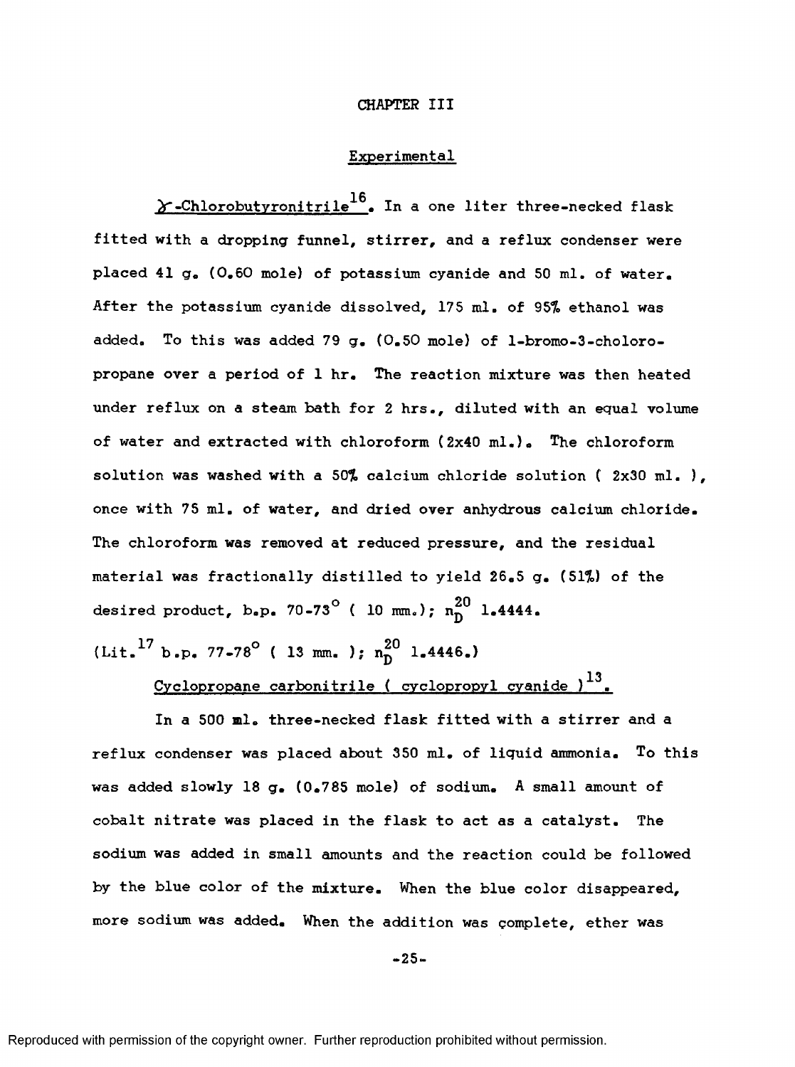# CHAPTER III

## Experimental

γ-Chlorobutyronitrile[16]. In a one liter three-necked flask fitted with a dropping funnel, stirrer, and a reflux condenser were placed 41 g. (0.60 mole) of potassium cyanide and 50 ml. of water. After the potassium cyanide dissolved, 175 ml. of 95% ethanol was added. To this was added 79 g. (0.50 mole) of 1-bromo-3-choloro-propane over a period of 1 hr. The reaction mixture was then heated under reflux on a steam bath for 2 hrs., diluted with an equal volume of water and extracted with chloroform (2x40 ml.). The chloroform solution was washed with a 50% calcium chloride solution ( 2x30 ml. ), once with 75 ml. of water, and dried over anhydrous calcium chloride. The chloroform was removed at reduced pressure, and the residual material was fractionally distilled to yield 26.5 g. (51%) of the desired product, b.p. 70-73° ( 10 mm.); $n_D^{20}$ 1.4444. (Lit.[17] b.p. 77-78° ( 13 mm. ); $n_D^{20}$ 1.4446.)

Cyclopropane carbonitrile ( cyclopropyl cyanide )[13].

In a 500 ml. three-necked flask fitted with a stirrer and a reflux condenser was placed about 350 ml. of liquid ammonia. To this was added slowly 18 g. (0.785 mole) of sodium. A small amount of cobalt nitrate was placed in the flask to act as a catalyst. The sodium was added in small amounts and the reaction could be followed by the blue color of the mixture. When the blue color disappeared, more sodium was added. When the addition was complete, ether was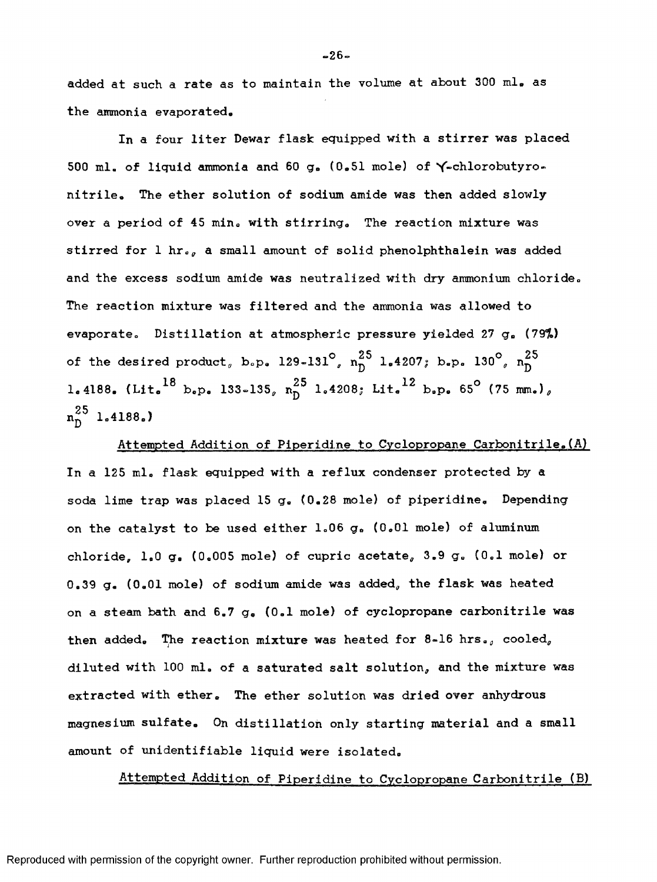added at such a rate as to maintain the volume at about 300 ml. as the ammonia evaporated.

In a four liter Dewar flask equipped with a stirrer was placed 500 ml. of liquid ammonia and 60 g. (0.51 mole) of γ-chlorobutyronitrile. The ether solution of sodium amide was then added slowly over a period of 45 min. with stirring. The reaction mixture was stirred for 1 hr., a small amount of solid phenolphthalein was added and the excess sodium amide was neutralized with dry ammonium chloride. The reaction mixture was filtered and the ammonia was allowed to evaporate. Distillation at atmospheric pressure yielded 27 g. (79%) of the desired product, b.p. 129-131°, $n_D^{25}$ 1.4207; b.p. 130°, $n_D^{25}$ 1.4188. (Lit.[18] b.p. 133-135, $n_D^{25}$ 1.4208; Lit.[12] b.p. 65° (75 mm.), $n_D^{25}$ 1.4188.)

Attempted Addition of Piperidine to Cyclopropane Carbonitrile.(A)

In a 125 ml. flask equipped with a reflux condenser protected by a soda lime trap was placed 15 g. (0.28 mole) of piperidine. Depending on the catalyst to be used either 1.06 g. (0.01 mole) of aluminum chloride, 1.0 g. (0.005 mole) of cupric acetate, 3.9 g. (0.1 mole) or 0.39 g. (0.01 mole) of sodium amide was added, the flask was heated on a steam bath and 6.7 g. (0.1 mole) of cyclopropane carbonitrile was then added. The reaction mixture was heated for 8-16 hrs., cooled, diluted with 100 ml. of a saturated salt solution, and the mixture was extracted with ether. The ether solution was dried over anhydrous magnesium sulfate. On distillation only starting material and a small amount of unidentifiable liquid were isolated.

Attempted Addition of Piperidine to Cyclopropane Carbonitrile (B)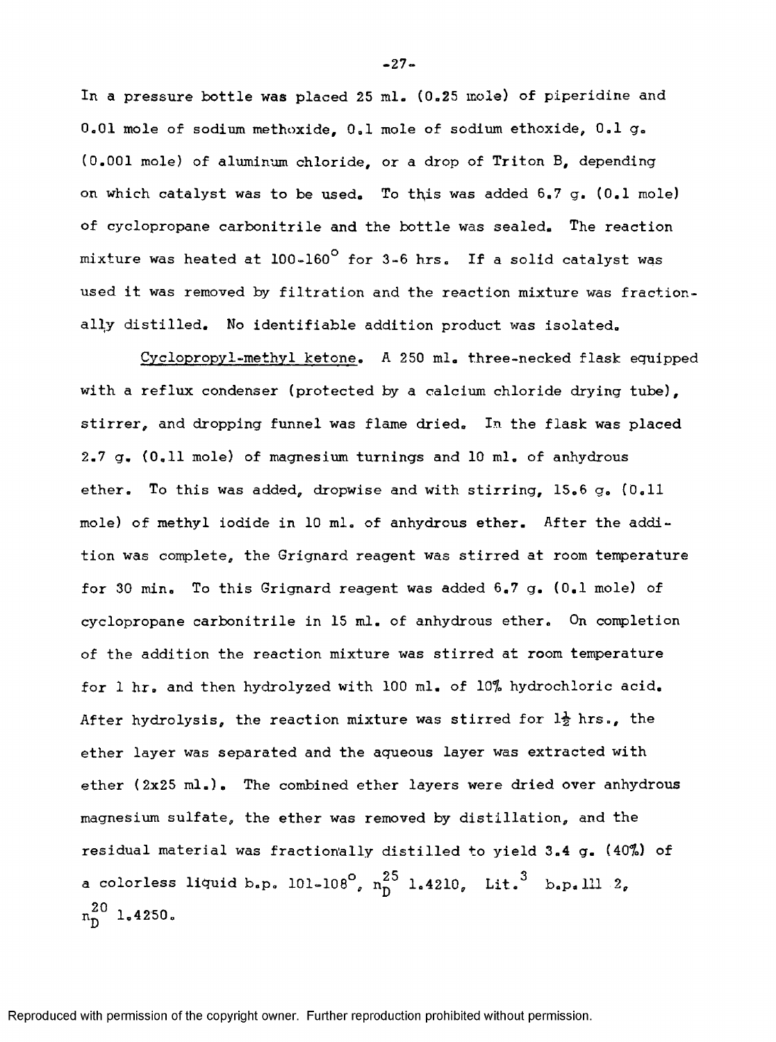In a pressure bottle was placed 25 ml. (0.25 mole) of piperidine and 0.01 mole of sodium methoxide, 0.1 mole of sodium ethoxide, 0.1 g. (0.001 mole) of aluminum chloride, or a drop of Triton B, depending on which catalyst was to be used. To this was added 6.7 g. (0.1 mole) of cyclopropane carbonitrile and the bottle was sealed. The reaction mixture was heated at 100-160° for 3-6 hrs. If a solid catalyst was used it was removed by filtration and the reaction mixture was fractionally distilled. No identifiable addition product was isolated.

Cyclopropyl-methyl ketone. A 250 ml. three-necked flask equipped with a reflux condenser (protected by a calcium chloride drying tube), stirrer, and dropping funnel was flame dried. In the flask was placed 2.7 g. (0.11 mole) of magnesium turnings and 10 ml. of anhydrous ether. To this was added, dropwise and with stirring, 15.6 g. (0.11 mole) of methyl iodide in 10 ml. of anhydrous ether. After the addition was complete, the Grignard reagent was stirred at room temperature for 30 min. To this Grignard reagent was added 6.7 g. (0.1 mole) of cyclopropane carbonitrile in 15 ml. of anhydrous ether. On completion of the addition the reaction mixture was stirred at room temperature for 1 hr. and then hydrolyzed with 100 ml. of 10% hydrochloric acid. After hydrolysis, the reaction mixture was stirred for $1\frac{1}{2}$ hrs., the ether layer was separated and the aqueous layer was extracted with ether (2x25 ml.). The combined ether layers were dried over anhydrous magnesium sulfate, the ether was removed by distillation, and the residual material was fractionally distilled to yield 3.4 g. (40%) of a colorless liquid b.p. 101-108°, $n_D^{25}$ 1.4210, Lit.[3] b.p. 111 2, $n_D^{20}$ 1.4250.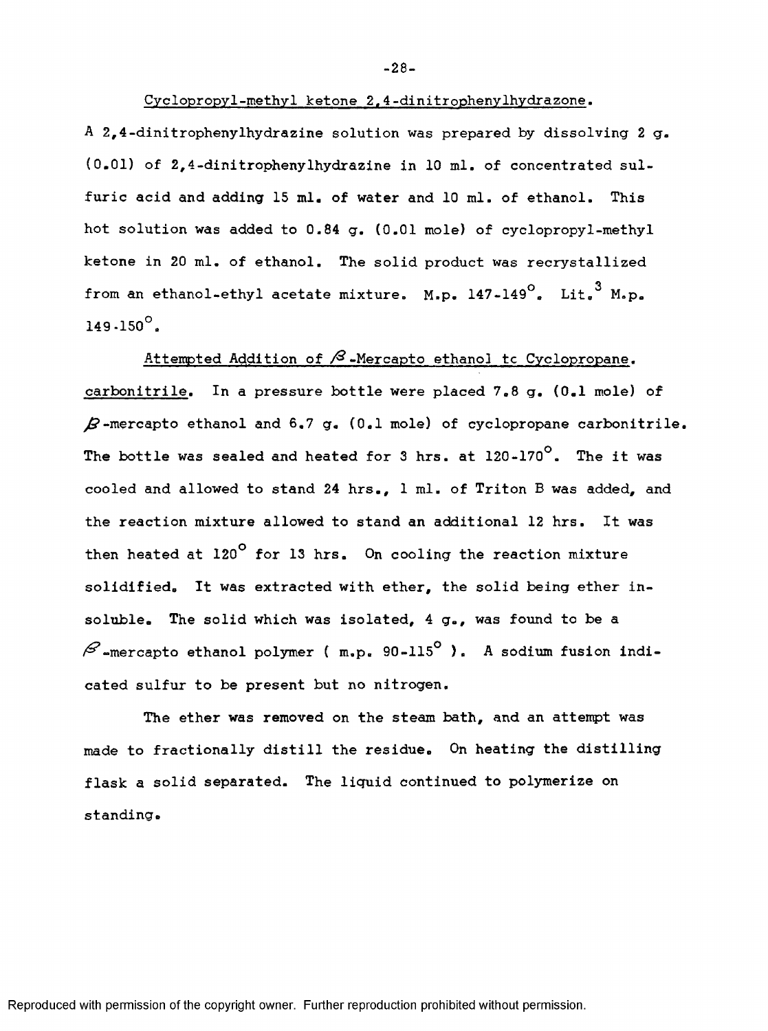Cyclopropyl-methyl ketone 2,4-dinitrophenylhydrazone.

A 2,4-dinitrophenylhydrazine solution was prepared by dissolving 2 g. (0.01) of 2,4-dinitrophenylhydrazine in 10 ml. of concentrated sulfuric acid and adding 15 ml. of water and 10 ml. of ethanol. This hot solution was added to 0.84 g. (0.01 mole) of cyclopropyl-methyl ketone in 20 ml. of ethanol. The solid product was recrystallized from an ethanol-ethyl acetate mixture. M.p. 147-149°. Lit.[3] M.p. 149-150°.

Attempted Addition of β-Mercapto ethanol tc Cyclopropane. carbonitrile. In a pressure bottle were placed 7.8 g. (0.1 mole) of β-mercapto ethanol and 6.7 g. (0.1 mole) of cyclopropane carbonitrile. The bottle was sealed and heated for 3 hrs. at 120-170°. The it was cooled and allowed to stand 24 hrs., 1 ml. of Triton B was added, and the reaction mixture allowed to stand an additional 12 hrs. It was then heated at 120° for 13 hrs. On cooling the reaction mixture solidified. It was extracted with ether, the solid being ether insoluble. The solid which was isolated, 4 g., was found to be a β-mercapto ethanol polymer ( m.p. 90-115° ). A sodium fusion indicated sulfur to be present but no nitrogen.

The ether was removed on the steam bath, and an attempt was made to fractionally distill the residue. On heating the distilling flask a solid separated. The liquid continued to polymerize on standing.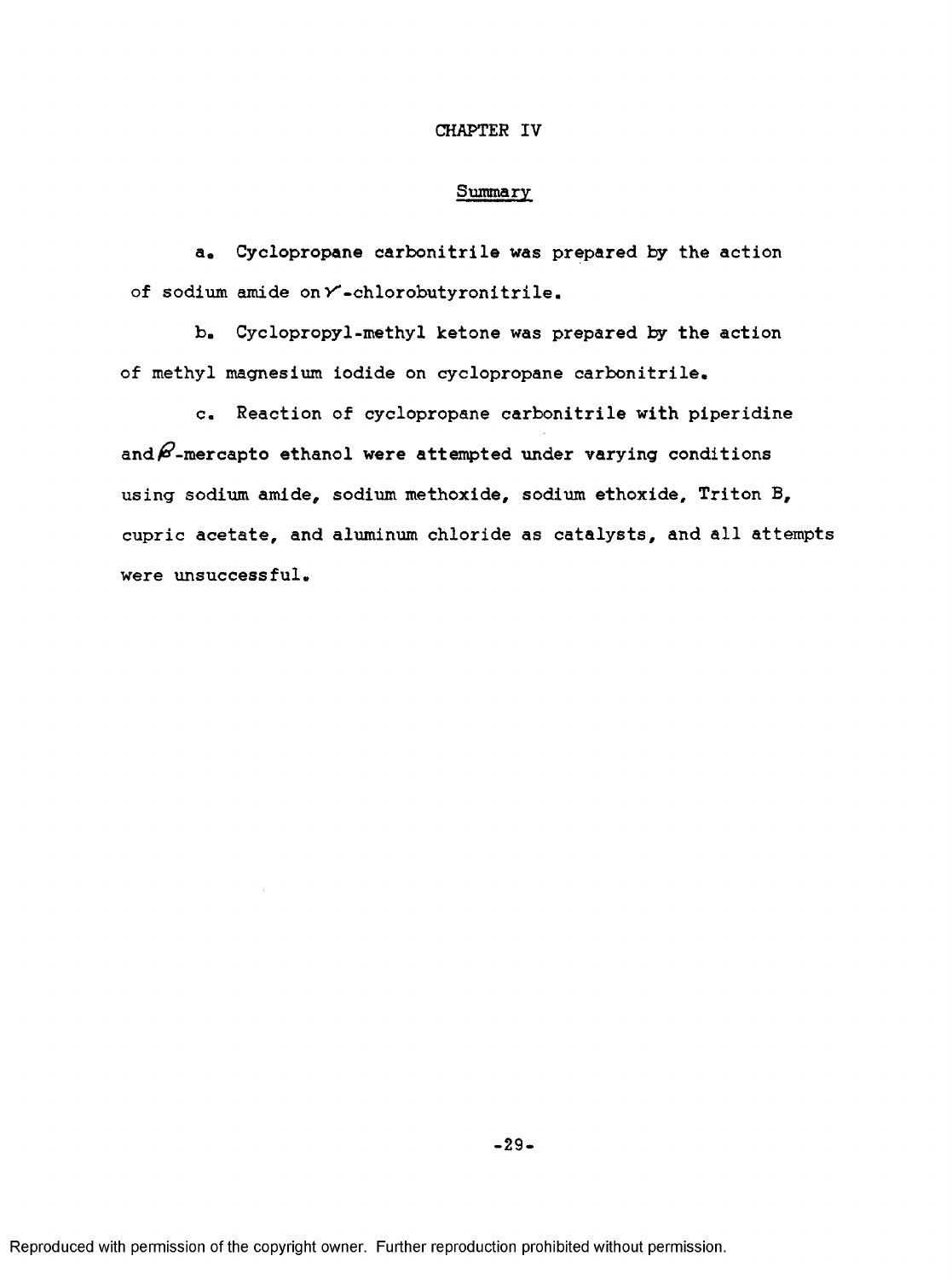# CHAPTER IV

## Summary

a. Cyclopropane carbonitrile was prepared by the action of sodium amide on $\gamma$-chlorobutyronitrile.

b. Cyclopropyl-methyl ketone was prepared by the action of methyl magnesium iodide on cyclopropane carbonitrile.

c. Reaction of cyclopropane carbonitrile with piperidine and $\beta$-mercapto ethanol were attempted under varying conditions using sodium amide, sodium methoxide, sodium ethoxide, Triton B, cupric acetate, and aluminum chloride as catalysts, and all attempts were unsuccessful.

Reproduced with permission of the copyright owner. Further reproduction prohibited without permission.